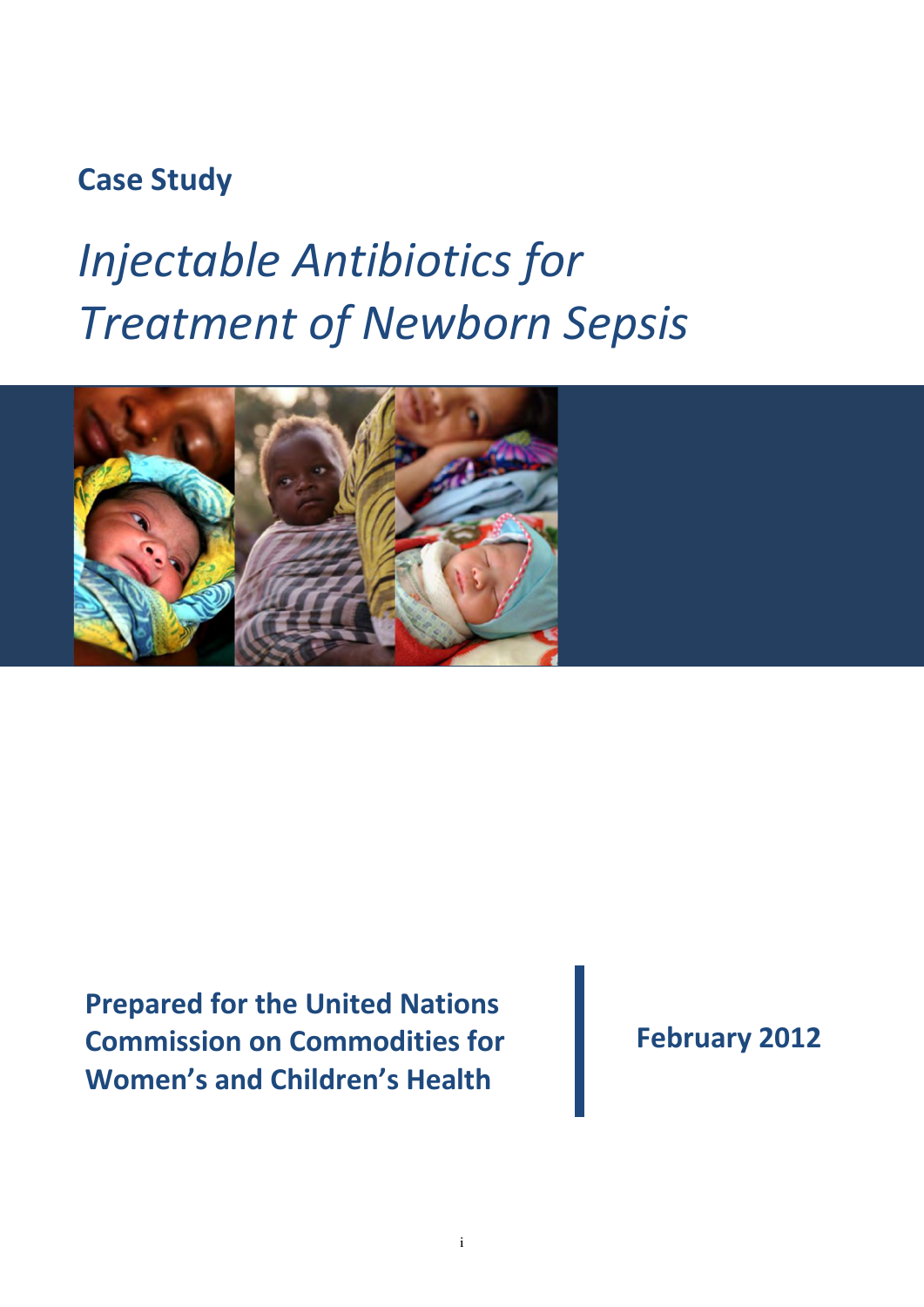**Case Study**

# *Injectable Antibiotics for Treatment of Newborn Sepsis*

**Prepared for the United Nations Commission on Commodities for Women's and Children's Health**

**February 2012**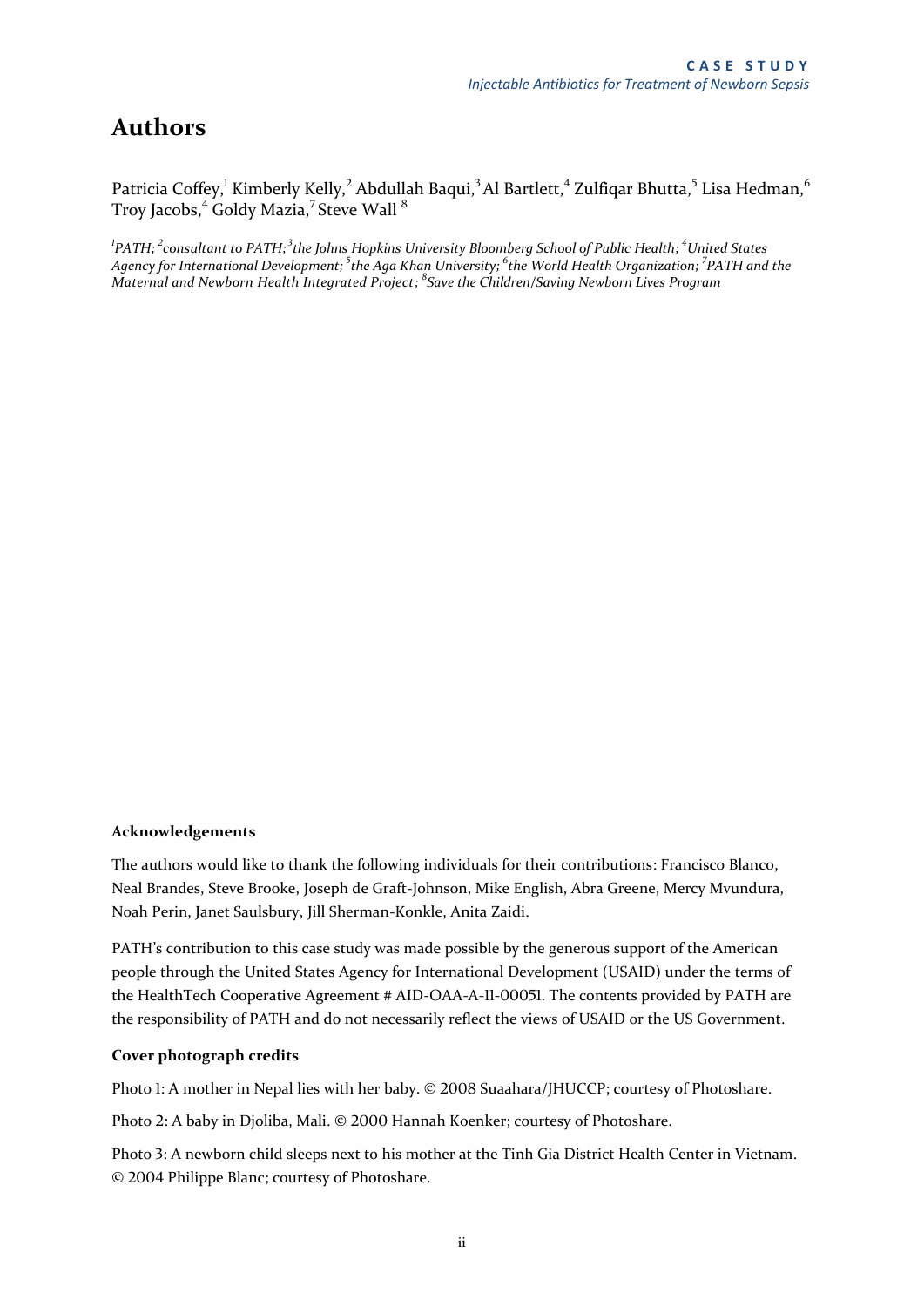# Authors

Patricia Coffey,[1] Kimberly Kelly,[2] Abdullah Baqui,[3] Al Bartlett,[4] Zulfiqar Bhutta,[5] Lisa Hedman,[6] Troy Jacobs,[4] Goldy Mazia,[7] Steve Wall [8]

*[1]PATH; [2]consultant to PATH; [3]the Johns Hopkins University Bloomberg School of Public Health; [4]United States Agency for International Development; [5]the Aga Khan University; [6]the World Health Organization; [7]PATH and the Maternal and Newborn Health Integrated Project; [8]Save the Children/Saving Newborn Lives Program*

**Acknowledgements**

The authors would like to thank the following individuals for their contributions: Francisco Blanco, Neal Brandes, Steve Brooke, Joseph de Graft-Johnson, Mike English, Abra Greene, Mercy Mvundura, Noah Perin, Janet Saulsbury, Jill Sherman-Konkle, Anita Zaidi.

PATH's contribution to this case study was made possible by the generous support of the American people through the United States Agency for International Development (USAID) under the terms of the HealthTech Cooperative Agreement # AID-OAA-A-11-00051. The contents provided by PATH are the responsibility of PATH and do not necessarily reflect the views of USAID or the US Government.

**Cover photograph credits**

Photo 1: A mother in Nepal lies with her baby. © 2008 Suaahara/JHUCCP; courtesy of Photoshare.

Photo 2: A baby in Djoliba, Mali. © 2000 Hannah Koenker; courtesy of Photoshare.

Photo 3: A newborn child sleeps next to his mother at the Tinh Gia District Health Center in Vietnam. © 2004 Philippe Blanc; courtesy of Photoshare.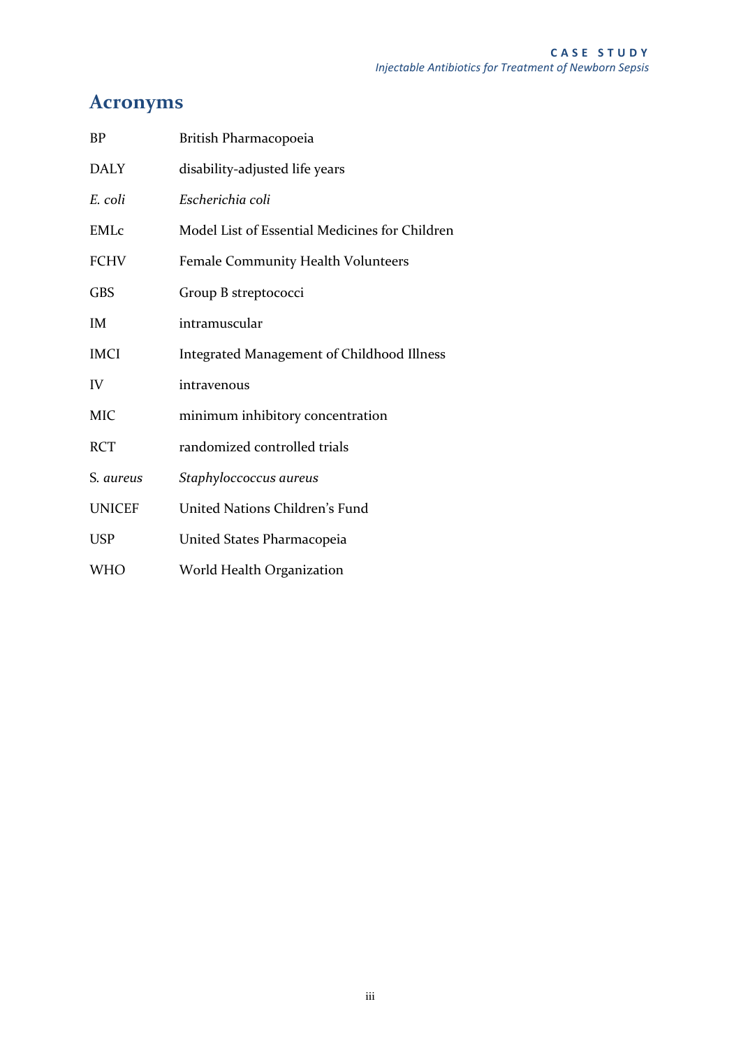# Acronyms

| | |
|---|---|
| BP | British Pharmacopoeia |
| DALY | disability-adjusted life years |
| *E. coli* | *Escherichia coli* |
| EMLc | Model List of Essential Medicines for Children |
| FCHV | Female Community Health Volunteers |
| GBS | Group B streptococci |
| IM | intramuscular |
| IMCI | Integrated Management of Childhood Illness |
| IV | intravenous |
| MIC | minimum inhibitory concentration |
| RCT | randomized controlled trials |
| S. *aureus* | *Staphyloccoccus aureus* |
| UNICEF | United Nations Children's Fund |
| USP | United States Pharmacopeia |
| WHO | World Health Organization |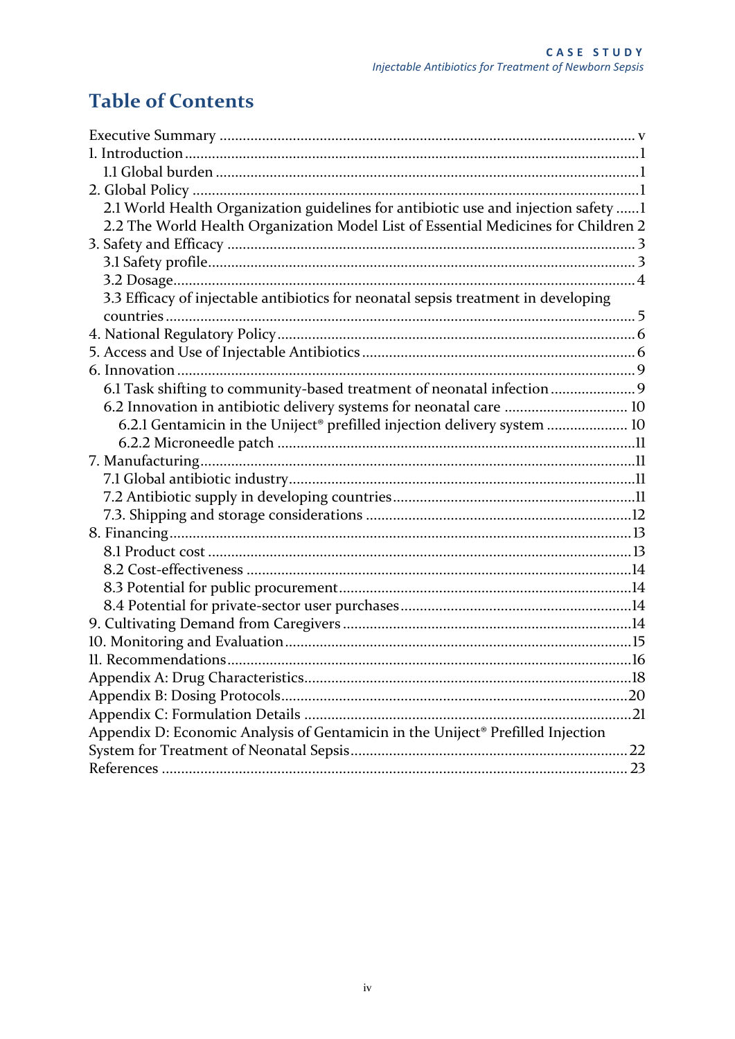# Table of Contents

Executive Summary ........................................................................................ v
1. Introduction ..................................................................................................1
   1.1 Global burden ............................................................................................1
2. Global Policy ..................................................................................................1
   2.1 World Health Organization guidelines for antibiotic use and injection safety ......1
   2.2 The World Health Organization Model List of Essential Medicines for Children 2
3. Safety and Efficacy ........................................................................................ 3
   3.1 Safety profile............................................................................................. 3
   3.2 Dosage...................................................................................................... 4
   3.3 Efficacy of injectable antibiotics for neonatal sepsis treatment in developing countries ........................................................................................................ 5
4. National Regulatory Policy ............................................................................ 6
5. Access and Use of Injectable Antibiotics ...................................................... 6
6. Innovation ..................................................................................................... 9
   6.1 Task shifting to community-based treatment of neonatal infection ..................... 9
   6.2 Innovation in antibiotic delivery systems for neonatal care ............................... 10
      6.2.1 Gentamicin in the Uniject® prefilled injection delivery system .................... 10
      6.2.2 Microneedle patch ..........................................................................................11
7. Manufacturing..................................................................................................11
   7.1 Global antibiotic industry.........................................................................................11
   7.2 Antibiotic supply in developing countries..............................................................11
   7.3. Shipping and storage considerations ....................................................................12
8. Financing.........................................................................................................13
   8.1 Product cost ............................................................................................................13
   8.2 Cost-effectiveness ...................................................................................................14
   8.3 Potential for public procurement...........................................................................14
   8.4 Potential for private-sector user purchases ...........................................................14
9. Cultivating Demand from Caregivers ..............................................................14
10. Monitoring and Evaluation.............................................................................15
11. Recommendations...........................................................................................16
Appendix A: Drug Characteristics.......................................................................18
Appendix B: Dosing Protocols.............................................................................20
Appendix C: Formulation Details ........................................................................21
Appendix D: Economic Analysis of Gentamicin in the Uniject® Prefilled Injection System for Treatment of Neonatal Sepsis.......................................................................22
References ............................................................................................................ 23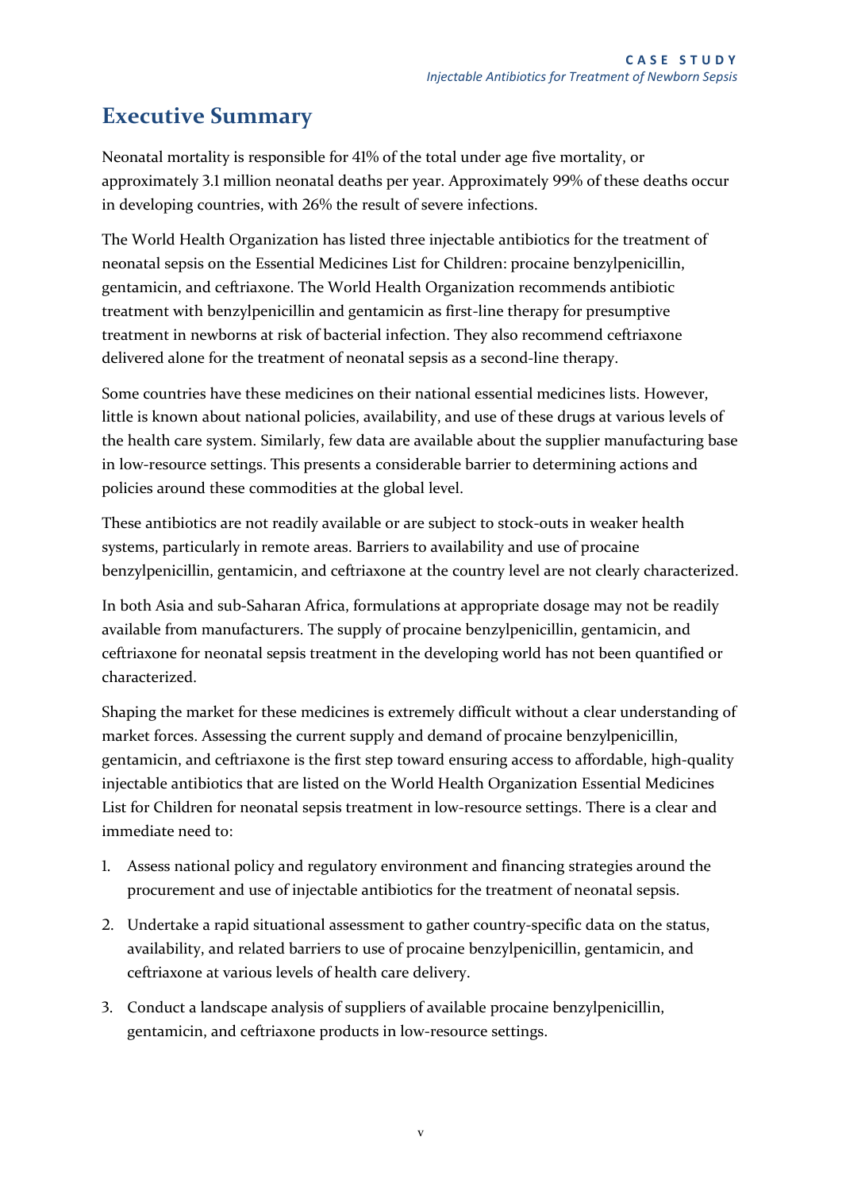# Executive Summary

Neonatal mortality is responsible for 41% of the total under age five mortality, or approximately 3.1 million neonatal deaths per year. Approximately 99% of these deaths occur in developing countries, with 26% the result of severe infections.

The World Health Organization has listed three injectable antibiotics for the treatment of neonatal sepsis on the Essential Medicines List for Children: procaine benzylpenicillin, gentamicin, and ceftriaxone. The World Health Organization recommends antibiotic treatment with benzylpenicillin and gentamicin as first-line therapy for presumptive treatment in newborns at risk of bacterial infection. They also recommend ceftriaxone delivered alone for the treatment of neonatal sepsis as a second-line therapy.

Some countries have these medicines on their national essential medicines lists. However, little is known about national policies, availability, and use of these drugs at various levels of the health care system. Similarly, few data are available about the supplier manufacturing base in low-resource settings. This presents a considerable barrier to determining actions and policies around these commodities at the global level.

These antibiotics are not readily available or are subject to stock-outs in weaker health systems, particularly in remote areas. Barriers to availability and use of procaine benzylpenicillin, gentamicin, and ceftriaxone at the country level are not clearly characterized.

In both Asia and sub-Saharan Africa, formulations at appropriate dosage may not be readily available from manufacturers. The supply of procaine benzylpenicillin, gentamicin, and ceftriaxone for neonatal sepsis treatment in the developing world has not been quantified or characterized.

Shaping the market for these medicines is extremely difficult without a clear understanding of market forces. Assessing the current supply and demand of procaine benzylpenicillin, gentamicin, and ceftriaxone is the first step toward ensuring access to affordable, high-quality injectable antibiotics that are listed on the World Health Organization Essential Medicines List for Children for neonatal sepsis treatment in low-resource settings. There is a clear and immediate need to:

1. Assess national policy and regulatory environment and financing strategies around the procurement and use of injectable antibiotics for the treatment of neonatal sepsis.
2. Undertake a rapid situational assessment to gather country-specific data on the status, availability, and related barriers to use of procaine benzylpenicillin, gentamicin, and ceftriaxone at various levels of health care delivery.
3. Conduct a landscape analysis of suppliers of available procaine benzylpenicillin, gentamicin, and ceftriaxone products in low-resource settings.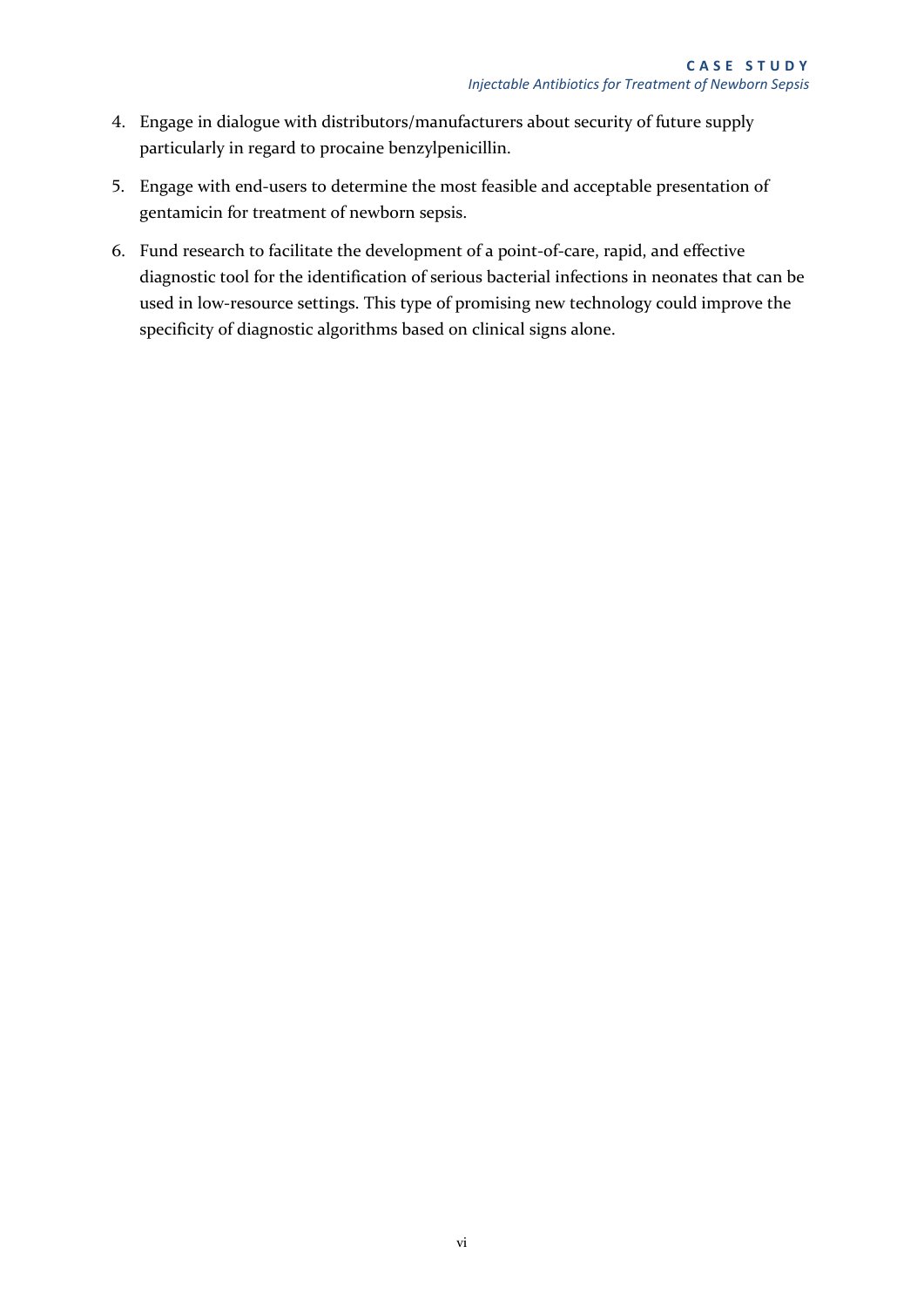4. Engage in dialogue with distributors/manufacturers about security of future supply particularly in regard to procaine benzylpenicillin.

5. Engage with end-users to determine the most feasible and acceptable presentation of gentamicin for treatment of newborn sepsis.

6. Fund research to facilitate the development of a point-of-care, rapid, and effective diagnostic tool for the identification of serious bacterial infections in neonates that can be used in low-resource settings. This type of promising new technology could improve the specificity of diagnostic algorithms based on clinical signs alone.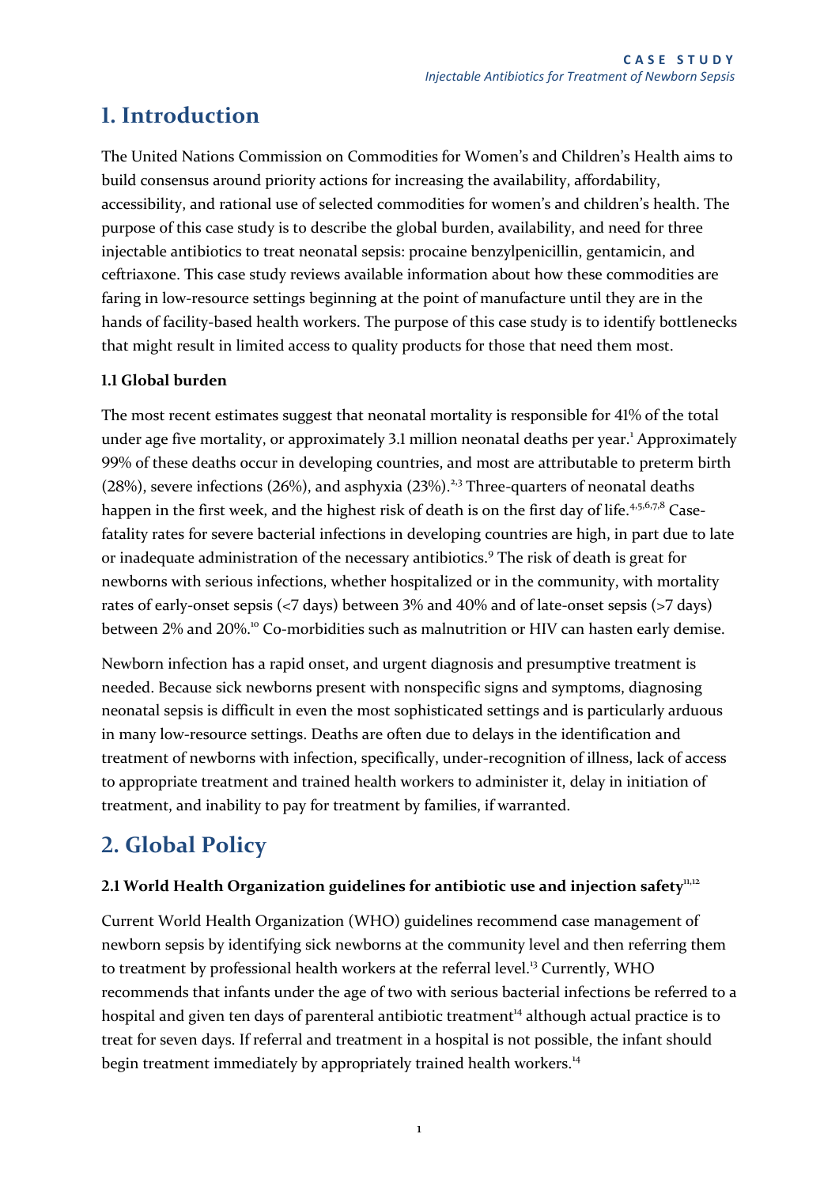# 1. Introduction

The United Nations Commission on Commodities for Women's and Children's Health aims to build consensus around priority actions for increasing the availability, affordability, accessibility, and rational use of selected commodities for women's and children's health. The purpose of this case study is to describe the global burden, availability, and need for three injectable antibiotics to treat neonatal sepsis: procaine benzylpenicillin, gentamicin, and ceftriaxone. This case study reviews available information about how these commodities are faring in low-resource settings beginning at the point of manufacture until they are in the hands of facility-based health workers. The purpose of this case study is to identify bottlenecks that might result in limited access to quality products for those that need them most.

### 1.1 Global burden

The most recent estimates suggest that neonatal mortality is responsible for 41% of the total under age five mortality, or approximately 3.1 million neonatal deaths per year.[1] Approximately 99% of these deaths occur in developing countries, and most are attributable to preterm birth (28%), severe infections (26%), and asphyxia (23%).[2,3] Three-quarters of neonatal deaths happen in the first week, and the highest risk of death is on the first day of life.[4,5,6,7,8] Case-fatality rates for severe bacterial infections in developing countries are high, in part due to late or inadequate administration of the necessary antibiotics.[9] The risk of death is great for newborns with serious infections, whether hospitalized or in the community, with mortality rates of early-onset sepsis (<7 days) between 3% and 40% and of late-onset sepsis (>7 days) between 2% and 20%.[10] Co-morbidities such as malnutrition or HIV can hasten early demise.

Newborn infection has a rapid onset, and urgent diagnosis and presumptive treatment is needed. Because sick newborns present with nonspecific signs and symptoms, diagnosing neonatal sepsis is difficult in even the most sophisticated settings and is particularly arduous in many low-resource settings. Deaths are often due to delays in the identification and treatment of newborns with infection, specifically, under-recognition of illness, lack of access to appropriate treatment and trained health workers to administer it, delay in initiation of treatment, and inability to pay for treatment by families, if warranted.

# 2. Global Policy

### 2.1 World Health Organization guidelines for antibiotic use and injection safety[11,12]

Current World Health Organization (WHO) guidelines recommend case management of newborn sepsis by identifying sick newborns at the community level and then referring them to treatment by professional health workers at the referral level.[13] Currently, WHO recommends that infants under the age of two with serious bacterial infections be referred to a hospital and given ten days of parenteral antibiotic treatment[14] although actual practice is to treat for seven days. If referral and treatment in a hospital is not possible, the infant should begin treatment immediately by appropriately trained health workers.[14]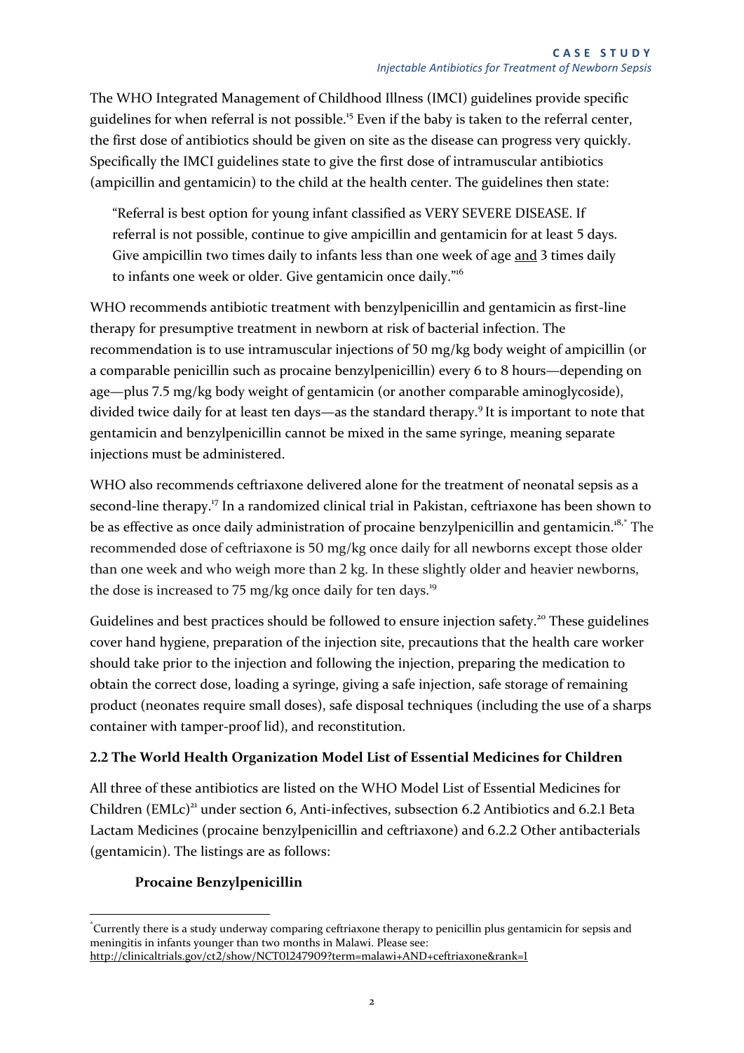The WHO Integrated Management of Childhood Illness (IMCI) guidelines provide specific guidelines for when referral is not possible.[15] Even if the baby is taken to the referral center, the first dose of antibiotics should be given on site as the disease can progress very quickly. Specifically the IMCI guidelines state to give the first dose of intramuscular antibiotics (ampicillin and gentamicin) to the child at the health center. The guidelines then state:

> "Referral is best option for young infant classified as VERY SEVERE DISEASE. If referral is not possible, continue to give ampicillin and gentamicin for at least 5 days. Give ampicillin two times daily to infants less than one week of age and 3 times daily to infants one week or older. Give gentamicin once daily."[16]

WHO recommends antibiotic treatment with benzylpenicillin and gentamicin as first-line therapy for presumptive treatment in newborn at risk of bacterial infection. The recommendation is to use intramuscular injections of 50 mg/kg body weight of ampicillin (or a comparable penicillin such as procaine benzylpenicillin) every 6 to 8 hours—depending on age—plus 7.5 mg/kg body weight of gentamicin (or another comparable aminoglycoside), divided twice daily for at least ten days—as the standard therapy.[9] It is important to note that gentamicin and benzylpenicillin cannot be mixed in the same syringe, meaning separate injections must be administered.

WHO also recommends ceftriaxone delivered alone for the treatment of neonatal sepsis as a second-line therapy.[17] In a randomized clinical trial in Pakistan, ceftriaxone has been shown to be as effective as once daily administration of procaine benzylpenicillin and gentamicin.[18,*] The recommended dose of ceftriaxone is 50 mg/kg once daily for all newborns except those older than one week and who weigh more than 2 kg. In these slightly older and heavier newborns, the dose is increased to 75 mg/kg once daily for ten days.[19]

Guidelines and best practices should be followed to ensure injection safety.[20] These guidelines cover hand hygiene, preparation of the injection site, precautions that the health care worker should take prior to the injection and following the injection, preparing the medication to obtain the correct dose, loading a syringe, giving a safe injection, safe storage of remaining product (neonates require small doses), safe disposal techniques (including the use of a sharps container with tamper-proof lid), and reconstitution.

### 2.2 The World Health Organization Model List of Essential Medicines for Children

All three of these antibiotics are listed on the WHO Model List of Essential Medicines for Children (EMLc)[21] under section 6, Anti-infectives, subsection 6.2 Antibiotics and 6.2.1 Beta Lactam Medicines (procaine benzylpenicillin and ceftriaxone) and 6.2.2 Other antibacterials (gentamicin). The listings are as follows:

**Procaine Benzylpenicillin**

---

[*] Currently there is a study underway comparing ceftriaxone therapy to penicillin plus gentamicin for sepsis and meningitis in infants younger than two months in Malawi. Please see: http://clinicaltrials.gov/ct2/show/NCT01247909?term=malawi+AND+ceftriaxone&rank=1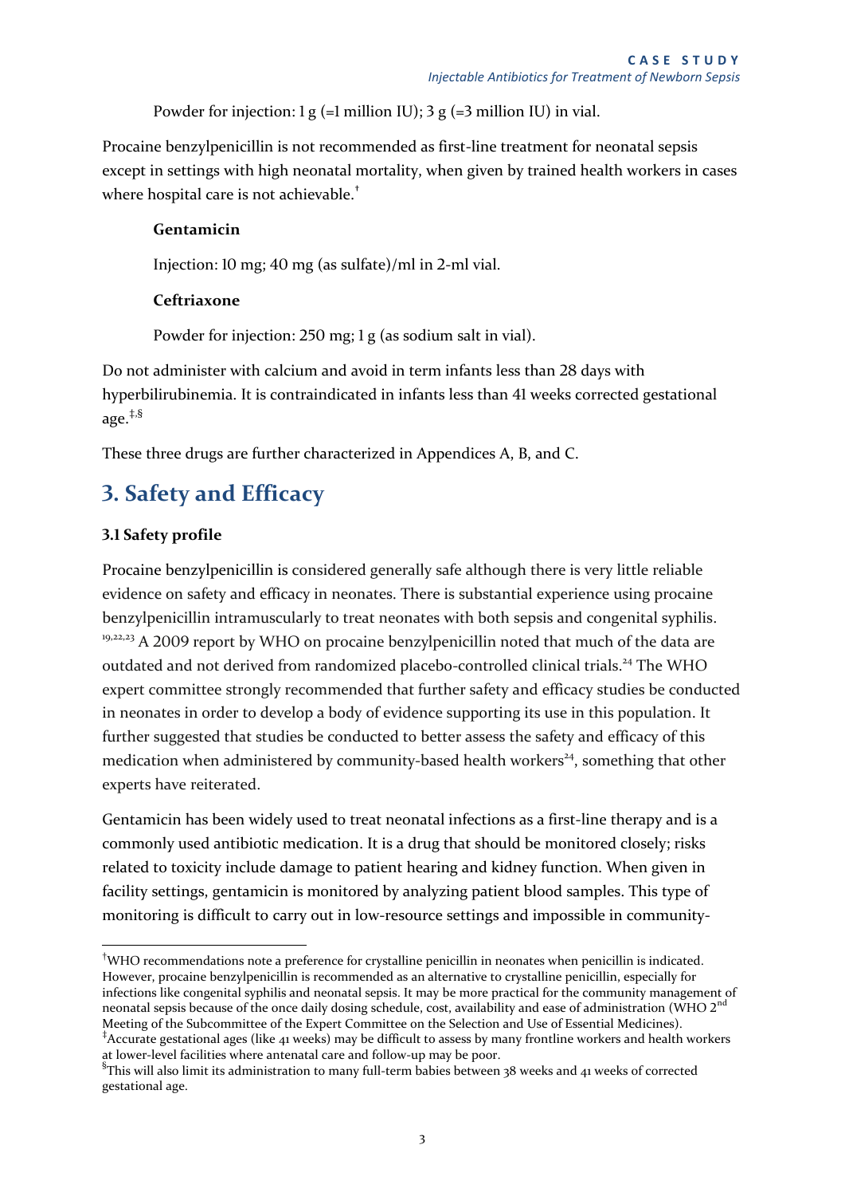Powder for injection: 1 g (=1 million IU); 3 g (=3 million IU) in vial.

Procaine benzylpenicillin is not recommended as first-line treatment for neonatal sepsis except in settings with high neonatal mortality, when given by trained health workers in cases where hospital care is not achievable.[†]

**Gentamicin**

Injection: 10 mg; 40 mg (as sulfate)/ml in 2-ml vial.

**Ceftriaxone**

Powder for injection: 250 mg; 1 g (as sodium salt in vial).

Do not administer with calcium and avoid in term infants less than 28 days with hyperbilirubinemia. It is contraindicated in infants less than 41 weeks corrected gestational age.[‡,§]

These three drugs are further characterized in Appendices A, B, and C.

## 3. Safety and Efficacy

### 3.1 Safety profile

Procaine benzylpenicillin is considered generally safe although there is very little reliable evidence on safety and efficacy in neonates. There is substantial experience using procaine benzylpenicillin intramuscularly to treat neonates with both sepsis and congenital syphilis.[19,22,23] A 2009 report by WHO on procaine benzylpenicillin noted that much of the data are outdated and not derived from randomized placebo-controlled clinical trials.[24] The WHO expert committee strongly recommended that further safety and efficacy studies be conducted in neonates in order to develop a body of evidence supporting its use in this population. It further suggested that studies be conducted to better assess the safety and efficacy of this medication when administered by community-based health workers[24], something that other experts have reiterated.

Gentamicin has been widely used to treat neonatal infections as a first-line therapy and is a commonly used antibiotic medication. It is a drug that should be monitored closely; risks related to toxicity include damage to patient hearing and kidney function. When given in facility settings, gentamicin is monitored by analyzing patient blood samples. This type of monitoring is difficult to carry out in low-resource settings and impossible in community-

[†] WHO recommendations note a preference for crystalline penicillin in neonates when penicillin is indicated. However, procaine benzylpenicillin is recommended as an alternative to crystalline penicillin, especially for infections like congenital syphilis and neonatal sepsis. It may be more practical for the community management of neonatal sepsis because of the once daily dosing schedule, cost, availability and ease of administration (WHO 2nd Meeting of the Subcommittee of the Expert Committee on the Selection and Use of Essential Medicines).

[‡] Accurate gestational ages (like 41 weeks) may be difficult to assess by many frontline workers and health workers at lower-level facilities where antenatal care and follow-up may be poor.

[§] This will also limit its administration to many full-term babies between 38 weeks and 41 weeks of corrected gestational age.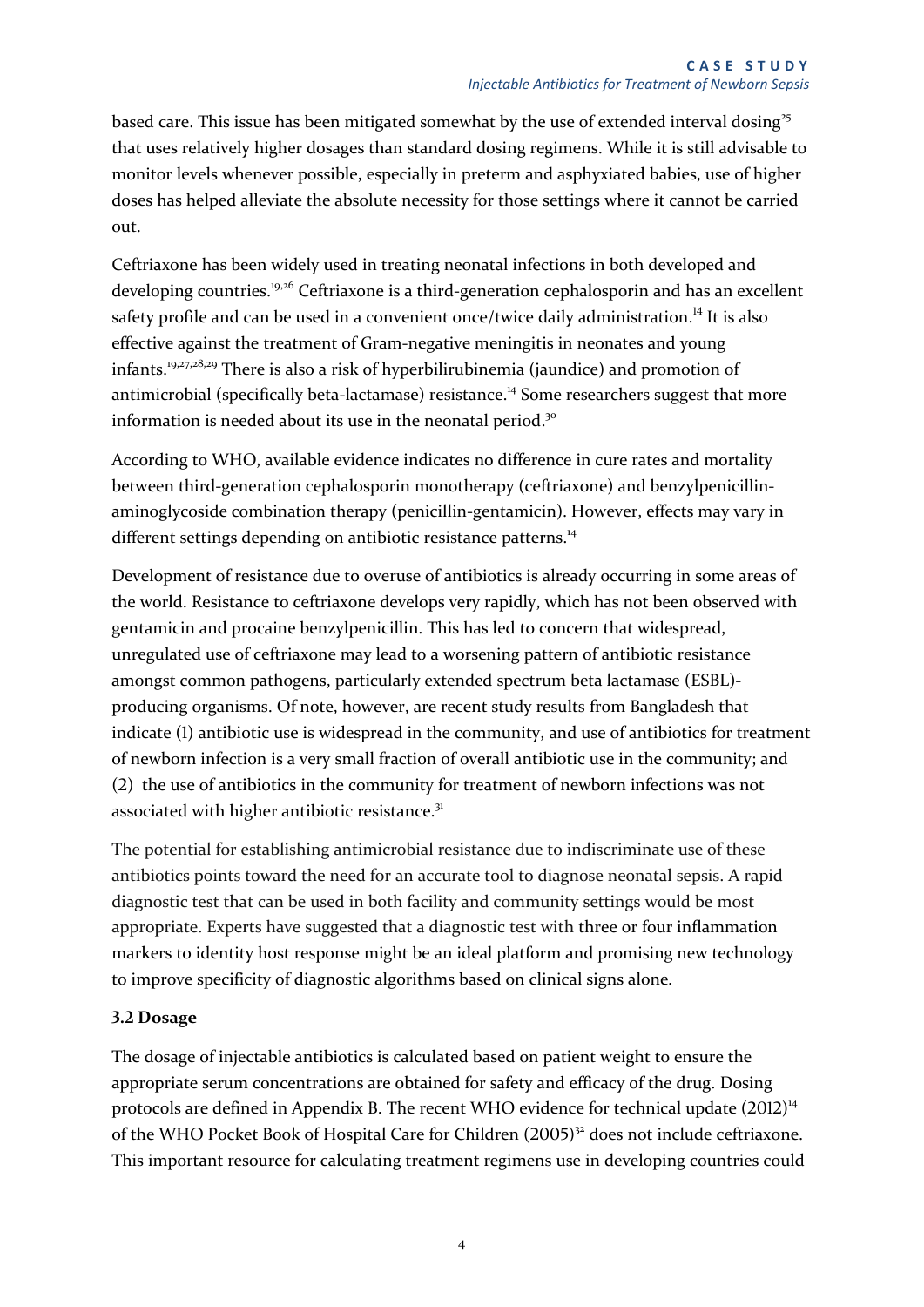based care. This issue has been mitigated somewhat by the use of extended interval dosing[25] that uses relatively higher dosages than standard dosing regimens. While it is still advisable to monitor levels whenever possible, especially in preterm and asphyxiated babies, use of higher doses has helped alleviate the absolute necessity for those settings where it cannot be carried out.

Ceftriaxone has been widely used in treating neonatal infections in both developed and developing countries.[19,26] Ceftriaxone is a third-generation cephalosporin and has an excellent safety profile and can be used in a convenient once/twice daily administration.[14] It is also effective against the treatment of Gram-negative meningitis in neonates and young infants.[19,27,28,29] There is also a risk of hyperbilirubinemia (jaundice) and promotion of antimicrobial (specifically beta-lactamase) resistance.[14] Some researchers suggest that more information is needed about its use in the neonatal period.[30]

According to WHO, available evidence indicates no difference in cure rates and mortality between third-generation cephalosporin monotherapy (ceftriaxone) and benzylpenicillin-aminoglycoside combination therapy (penicillin-gentamicin). However, effects may vary in different settings depending on antibiotic resistance patterns.[14]

Development of resistance due to overuse of antibiotics is already occurring in some areas of the world. Resistance to ceftriaxone develops very rapidly, which has not been observed with gentamicin and procaine benzylpenicillin. This has led to concern that widespread, unregulated use of ceftriaxone may lead to a worsening pattern of antibiotic resistance amongst common pathogens, particularly extended spectrum beta lactamase (ESBL)-producing organisms. Of note, however, are recent study results from Bangladesh that indicate (1) antibiotic use is widespread in the community, and use of antibiotics for treatment of newborn infection is a very small fraction of overall antibiotic use in the community; and (2) the use of antibiotics in the community for treatment of newborn infections was not associated with higher antibiotic resistance.[31]

The potential for establishing antimicrobial resistance due to indiscriminate use of these antibiotics points toward the need for an accurate tool to diagnose neonatal sepsis. A rapid diagnostic test that can be used in both facility and community settings would be most appropriate. Experts have suggested that a diagnostic test with three or four inflammation markers to identity host response might be an ideal platform and promising new technology to improve specificity of diagnostic algorithms based on clinical signs alone.

### 3.2 Dosage

The dosage of injectable antibiotics is calculated based on patient weight to ensure the appropriate serum concentrations are obtained for safety and efficacy of the drug. Dosing protocols are defined in Appendix B. The recent WHO evidence for technical update (2012)[14] of the WHO Pocket Book of Hospital Care for Children (2005)[32] does not include ceftriaxone. This important resource for calculating treatment regimens use in developing countries could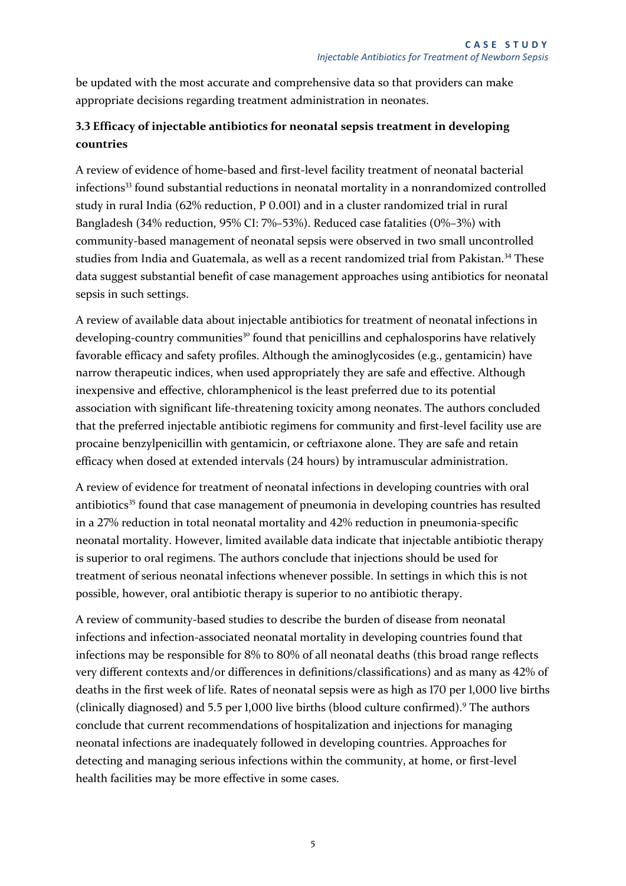be updated with the most accurate and comprehensive data so that providers can make appropriate decisions regarding treatment administration in neonates.

### 3.3 Efficacy of injectable antibiotics for neonatal sepsis treatment in developing countries

A review of evidence of home-based and first-level facility treatment of neonatal bacterial infections[33] found substantial reductions in neonatal mortality in a nonrandomized controlled study in rural India (62% reduction, P 0.001) and in a cluster randomized trial in rural Bangladesh (34% reduction, 95% CI: 7%–53%). Reduced case fatalities (0%–3%) with community-based management of neonatal sepsis were observed in two small uncontrolled studies from India and Guatemala, as well as a recent randomized trial from Pakistan.[34] These data suggest substantial benefit of case management approaches using antibiotics for neonatal sepsis in such settings.

A review of available data about injectable antibiotics for treatment of neonatal infections in developing-country communities[30] found that penicillins and cephalosporins have relatively favorable efficacy and safety profiles. Although the aminoglycosides (e.g., gentamicin) have narrow therapeutic indices, when used appropriately they are safe and effective. Although inexpensive and effective, chloramphenicol is the least preferred due to its potential association with significant life-threatening toxicity among neonates. The authors concluded that the preferred injectable antibiotic regimens for community and first-level facility use are procaine benzylpenicillin with gentamicin, or ceftriaxone alone. They are safe and retain efficacy when dosed at extended intervals (24 hours) by intramuscular administration.

A review of evidence for treatment of neonatal infections in developing countries with oral antibiotics[35] found that case management of pneumonia in developing countries has resulted in a 27% reduction in total neonatal mortality and 42% reduction in pneumonia-specific neonatal mortality. However, limited available data indicate that injectable antibiotic therapy is superior to oral regimens. The authors conclude that injections should be used for treatment of serious neonatal infections whenever possible. In settings in which this is not possible, however, oral antibiotic therapy is superior to no antibiotic therapy.

A review of community-based studies to describe the burden of disease from neonatal infections and infection-associated neonatal mortality in developing countries found that infections may be responsible for 8% to 80% of all neonatal deaths (this broad range reflects very different contexts and/or differences in definitions/classifications) and as many as 42% of deaths in the first week of life. Rates of neonatal sepsis were as high as 170 per 1,000 live births (clinically diagnosed) and 5.5 per 1,000 live births (blood culture confirmed).[9] The authors conclude that current recommendations of hospitalization and injections for managing neonatal infections are inadequately followed in developing countries. Approaches for detecting and managing serious infections within the community, at home, or first-level health facilities may be more effective in some cases.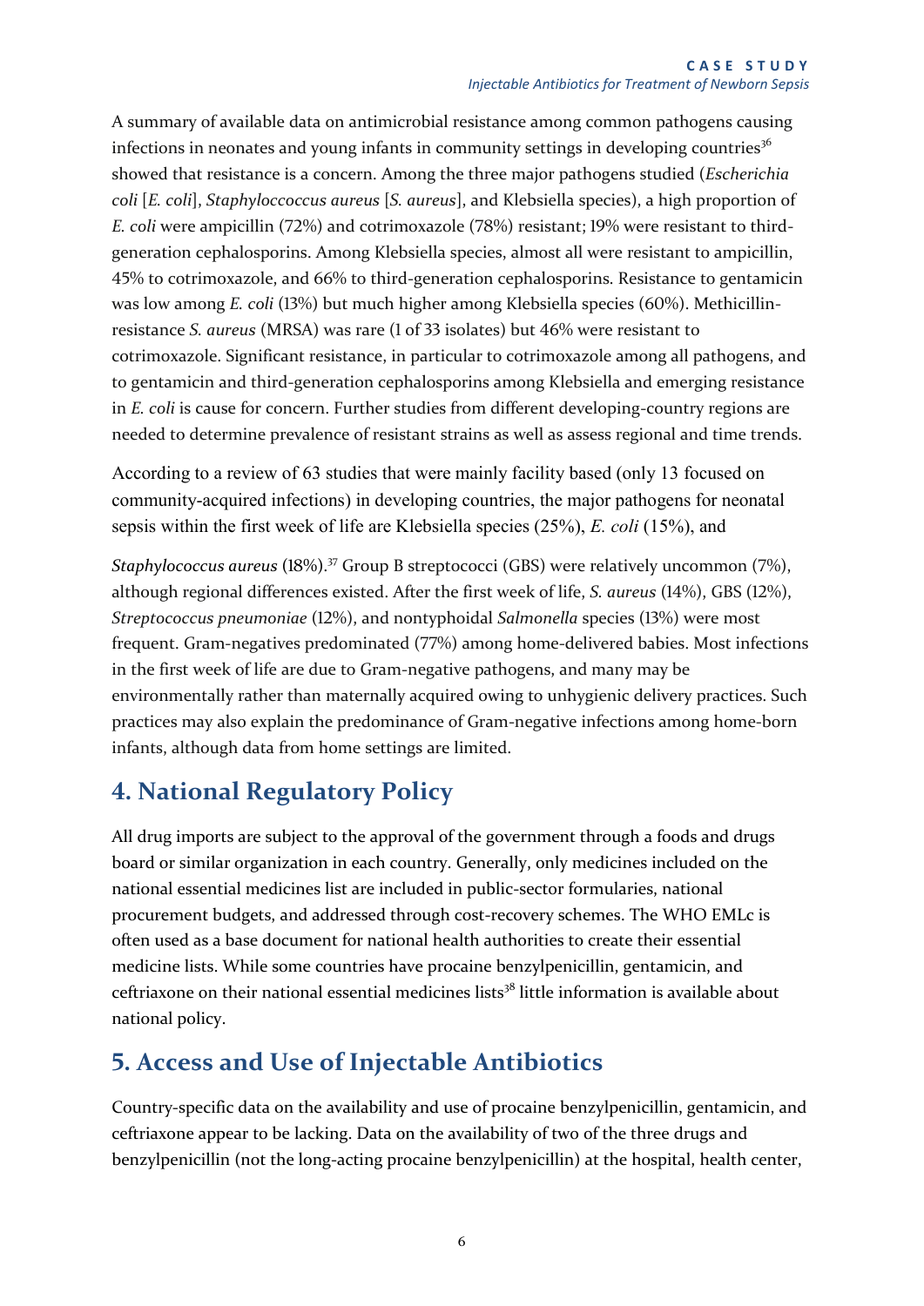A summary of available data on antimicrobial resistance among common pathogens causing infections in neonates and young infants in community settings in developing countries[36] showed that resistance is a concern. Among the three major pathogens studied (*Escherichia coli* [*E. coli*], *Staphyloccoccus aureus* [*S. aureus*], and Klebsiella species), a high proportion of *E. coli* were ampicillin (72%) and cotrimoxazole (78%) resistant; 19% were resistant to third-generation cephalosporins. Among Klebsiella species, almost all were resistant to ampicillin, 45% to cotrimoxazole, and 66% to third-generation cephalosporins. Resistance to gentamicin was low among *E. coli* (13%) but much higher among Klebsiella species (60%). Methicillin-resistance *S. aureus* (MRSA) was rare (1 of 33 isolates) but 46% were resistant to cotrimoxazole. Significant resistance, in particular to cotrimoxazole among all pathogens, and to gentamicin and third-generation cephalosporins among Klebsiella and emerging resistance in *E. coli* is cause for concern. Further studies from different developing-country regions are needed to determine prevalence of resistant strains as well as assess regional and time trends.

According to a review of 63 studies that were mainly facility based (only 13 focused on community-acquired infections) in developing countries, the major pathogens for neonatal sepsis within the first week of life are Klebsiella species (25%), *E. coli* (15%), and *Staphylococcus aureus* (18%).[37] Group B streptococci (GBS) were relatively uncommon (7%), although regional differences existed. After the first week of life, *S. aureus* (14%), GBS (12%), *Streptococcus pneumoniae* (12%), and nontyphoidal *Salmonella* species (13%) were most frequent. Gram-negatives predominated (77%) among home-delivered babies. Most infections in the first week of life are due to Gram-negative pathogens, and many may be environmentally rather than maternally acquired owing to unhygienic delivery practices. Such practices may also explain the predominance of Gram-negative infections among home-born infants, although data from home settings are limited.

## 4. National Regulatory Policy

All drug imports are subject to the approval of the government through a foods and drugs board or similar organization in each country. Generally, only medicines included on the national essential medicines list are included in public-sector formularies, national procurement budgets, and addressed through cost-recovery schemes. The WHO EMLc is often used as a base document for national health authorities to create their essential medicine lists. While some countries have procaine benzylpenicillin, gentamicin, and ceftriaxone on their national essential medicines lists[38] little information is available about national policy.

## 5. Access and Use of Injectable Antibiotics

Country-specific data on the availability and use of procaine benzylpenicillin, gentamicin, and ceftriaxone appear to be lacking. Data on the availability of two of the three drugs and benzylpenicillin (not the long-acting procaine benzylpenicillin) at the hospital, health center,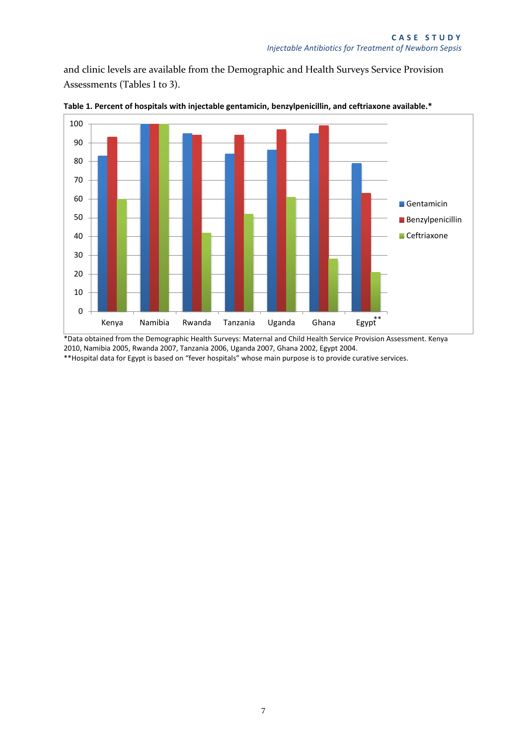and clinic levels are available from the Demographic and Health Surveys Service Provision Assessments (Tables 1 to 3).

**Table 1. Percent of hospitals with injectable gentamicin, benzylpenicillin, and ceftriaxone available.***

*Data obtained from the Demographic Health Surveys: Maternal and Child Health Service Provision Assessment. Kenya 2010, Namibia 2005, Rwanda 2007, Tanzania 2006, Uganda 2007, Ghana 2002, Egypt 2004.

**Hospital data for Egypt is based on "fever hospitals" whose main purpose is to provide curative services.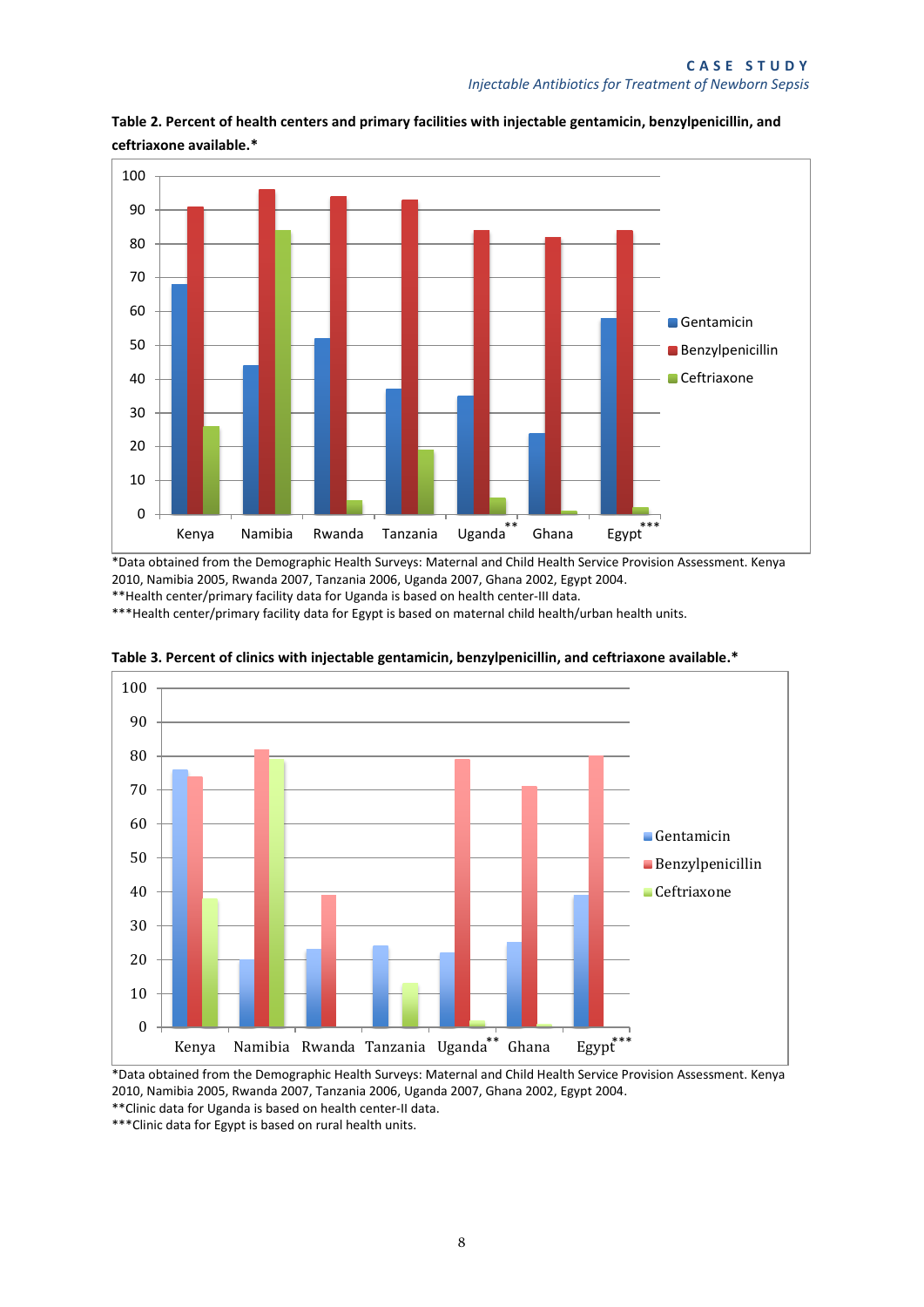**Table 2. Percent of health centers and primary facilities with injectable gentamicin, benzylpenicillin, and ceftriaxone available.***

*Data obtained from the Demographic Health Surveys: Maternal and Child Health Service Provision Assessment. Kenya 2010, Namibia 2005, Rwanda 2007, Tanzania 2006, Uganda 2007, Ghana 2002, Egypt 2004.

**Health center/primary facility data for Uganda is based on health center-III data.

***Health center/primary facility data for Egypt is based on maternal child health/urban health units.

**Table 3. Percent of clinics with injectable gentamicin, benzylpenicillin, and ceftriaxone available.***

*Data obtained from the Demographic Health Surveys: Maternal and Child Health Service Provision Assessment. Kenya 2010, Namibia 2005, Rwanda 2007, Tanzania 2006, Uganda 2007, Ghana 2002, Egypt 2004.

**Clinic data for Uganda is based on health center-II data.

***Clinic data for Egypt is based on rural health units.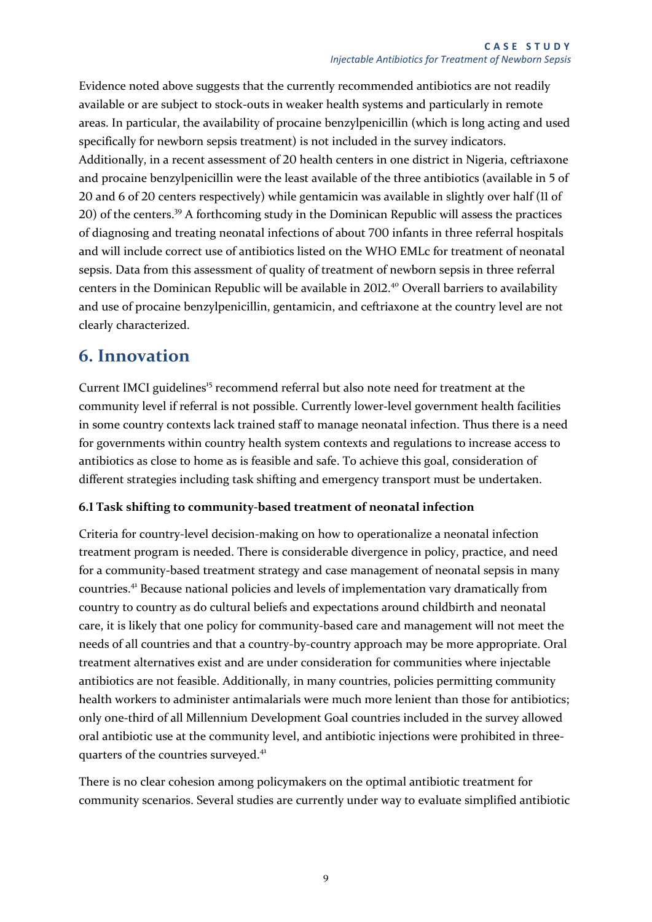Evidence noted above suggests that the currently recommended antibiotics are not readily available or are subject to stock-outs in weaker health systems and particularly in remote areas. In particular, the availability of procaine benzylpenicillin (which is long acting and used specifically for newborn sepsis treatment) is not included in the survey indicators. Additionally, in a recent assessment of 20 health centers in one district in Nigeria, ceftriaxone and procaine benzylpenicillin were the least available of the three antibiotics (available in 5 of 20 and 6 of 20 centers respectively) while gentamicin was available in slightly over half (11 of 20) of the centers.[39] A forthcoming study in the Dominican Republic will assess the practices of diagnosing and treating neonatal infections of about 700 infants in three referral hospitals and will include correct use of antibiotics listed on the WHO EMLc for treatment of neonatal sepsis. Data from this assessment of quality of treatment of newborn sepsis in three referral centers in the Dominican Republic will be available in 2012.[40] Overall barriers to availability and use of procaine benzylpenicillin, gentamicin, and ceftriaxone at the country level are not clearly characterized.

## 6. Innovation

Current IMCI guidelines[15] recommend referral but also note need for treatment at the community level if referral is not possible. Currently lower-level government health facilities in some country contexts lack trained staff to manage neonatal infection. Thus there is a need for governments within country health system contexts and regulations to increase access to antibiotics as close to home as is feasible and safe. To achieve this goal, consideration of different strategies including task shifting and emergency transport must be undertaken.

### 6.1 Task shifting to community-based treatment of neonatal infection

Criteria for country-level decision-making on how to operationalize a neonatal infection treatment program is needed. There is considerable divergence in policy, practice, and need for a community-based treatment strategy and case management of neonatal sepsis in many countries.[41] Because national policies and levels of implementation vary dramatically from country to country as do cultural beliefs and expectations around childbirth and neonatal care, it is likely that one policy for community-based care and management will not meet the needs of all countries and that a country-by-country approach may be more appropriate. Oral treatment alternatives exist and are under consideration for communities where injectable antibiotics are not feasible. Additionally, in many countries, policies permitting community health workers to administer antimalarials were much more lenient than those for antibiotics; only one-third of all Millennium Development Goal countries included in the survey allowed oral antibiotic use at the community level, and antibiotic injections were prohibited in three-quarters of the countries surveyed.[41]

There is no clear cohesion among policymakers on the optimal antibiotic treatment for community scenarios. Several studies are currently under way to evaluate simplified antibiotic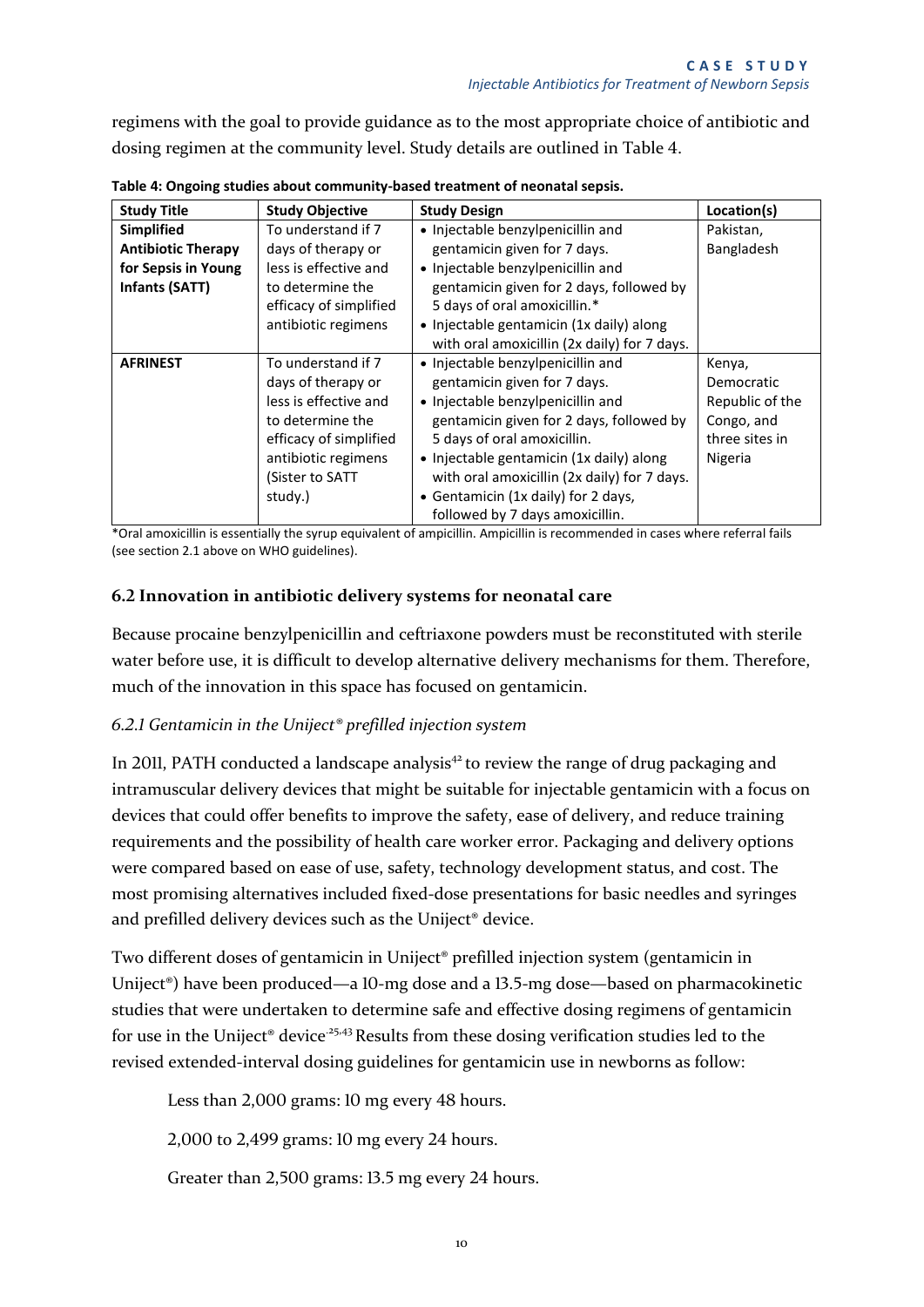regimens with the goal to provide guidance as to the most appropriate choice of antibiotic and dosing regimen at the community level. Study details are outlined in Table 4.

**Table 4: Ongoing studies about community-based treatment of neonatal sepsis.**

| Study Title | Study Objective | Study Design | Location(s) |
|---|---|---|---|
| **Simplified Antibiotic Therapy for Sepsis in Young Infants (SATT)** | To understand if 7 days of therapy or less is effective and to determine the efficacy of simplified antibiotic regimens | • Injectable benzylpenicillin and gentamicin given for 7 days. • Injectable benzylpenicillin and gentamicin given for 2 days, followed by 5 days of oral amoxicillin.* • Injectable gentamicin (1x daily) along with oral amoxicillin (2x daily) for 7 days. | Pakistan, Bangladesh |
| **AFRINEST** | To understand if 7 days of therapy or less is effective and to determine the efficacy of simplified antibiotic regimens (Sister to SATT study.) | • Injectable benzylpenicillin and gentamicin given for 7 days. • Injectable benzylpenicillin and gentamicin given for 2 days, followed by 5 days of oral amoxicillin. • Injectable gentamicin (1x daily) along with oral amoxicillin (2x daily) for 7 days. • Gentamicin (1x daily) for 2 days, followed by 7 days amoxicillin. | Kenya, Democratic Republic of the Congo, and three sites in Nigeria |

*Oral amoxicillin is essentially the syrup equivalent of ampicillin. Ampicillin is recommended in cases where referral fails (see section 2.1 above on WHO guidelines).

## 6.2 Innovation in antibiotic delivery systems for neonatal care

Because procaine benzylpenicillin and ceftriaxone powders must be reconstituted with sterile water before use, it is difficult to develop alternative delivery mechanisms for them. Therefore, much of the innovation in this space has focused on gentamicin.

### *6.2.1 Gentamicin in the Uniject® prefilled injection system*

In 2011, PATH conducted a landscape analysis[42] to review the range of drug packaging and intramuscular delivery devices that might be suitable for injectable gentamicin with a focus on devices that could offer benefits to improve the safety, ease of delivery, and reduce training requirements and the possibility of health care worker error. Packaging and delivery options were compared based on ease of use, safety, technology development status, and cost. The most promising alternatives included fixed-dose presentations for basic needles and syringes and prefilled delivery devices such as the Uniject® device.

Two different doses of gentamicin in Uniject® prefilled injection system (gentamicin in Uniject®) have been produced—a 10-mg dose and a 13.5-mg dose—based on pharmacokinetic studies that were undertaken to determine safe and effective dosing regimens of gentamicin for use in the Uniject® device.[25,43] Results from these dosing verification studies led to the revised extended-interval dosing guidelines for gentamicin use in newborns as follow:

Less than 2,000 grams: 10 mg every 48 hours.

2,000 to 2,499 grams: 10 mg every 24 hours.

Greater than 2,500 grams: 13.5 mg every 24 hours.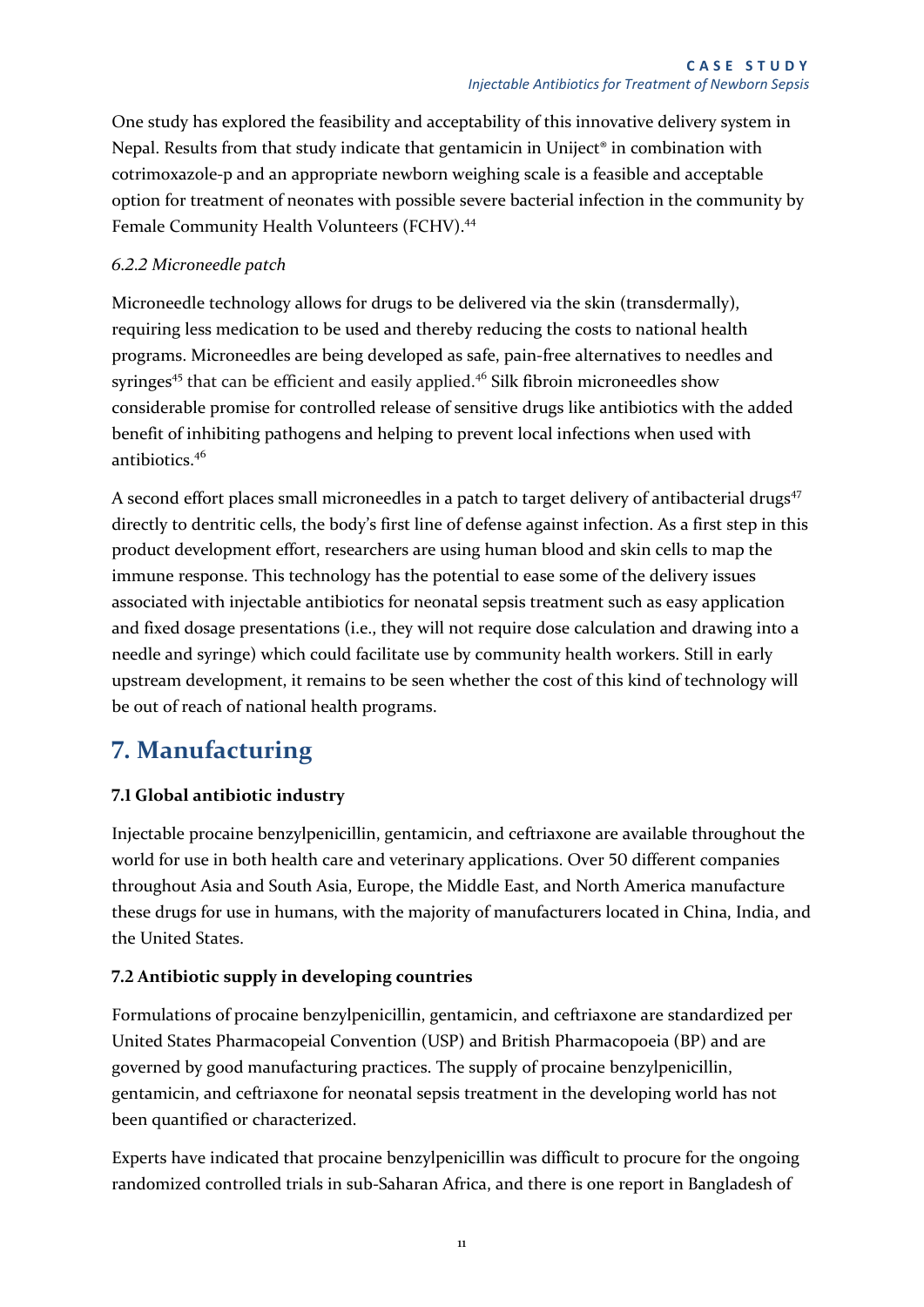One study has explored the feasibility and acceptability of this innovative delivery system in Nepal. Results from that study indicate that gentamicin in Uniject® in combination with cotrimoxazole-p and an appropriate newborn weighing scale is a feasible and acceptable option for treatment of neonates with possible severe bacterial infection in the community by Female Community Health Volunteers (FCHV).[44]

#### *6.2.2 Microneedle patch*

Microneedle technology allows for drugs to be delivered via the skin (transdermally), requiring less medication to be used and thereby reducing the costs to national health programs. Microneedles are being developed as safe, pain-free alternatives to needles and syringes[45] that can be efficient and easily applied.[46] Silk fibroin microneedles show considerable promise for controlled release of sensitive drugs like antibiotics with the added benefit of inhibiting pathogens and helping to prevent local infections when used with antibiotics.[46]

A second effort places small microneedles in a patch to target delivery of antibacterial drugs[47] directly to dentritic cells, the body's first line of defense against infection. As a first step in this product development effort, researchers are using human blood and skin cells to map the immune response. This technology has the potential to ease some of the delivery issues associated with injectable antibiotics for neonatal sepsis treatment such as easy application and fixed dosage presentations (i.e., they will not require dose calculation and drawing into a needle and syringe) which could facilitate use by community health workers. Still in early upstream development, it remains to be seen whether the cost of this kind of technology will be out of reach of national health programs.

# 7. Manufacturing

### 7.1 Global antibiotic industry

Injectable procaine benzylpenicillin, gentamicin, and ceftriaxone are available throughout the world for use in both health care and veterinary applications. Over 50 different companies throughout Asia and South Asia, Europe, the Middle East, and North America manufacture these drugs for use in humans, with the majority of manufacturers located in China, India, and the United States.

### 7.2 Antibiotic supply in developing countries

Formulations of procaine benzylpenicillin, gentamicin, and ceftriaxone are standardized per United States Pharmacopeial Convention (USP) and British Pharmacopoeia (BP) and are governed by good manufacturing practices. The supply of procaine benzylpenicillin, gentamicin, and ceftriaxone for neonatal sepsis treatment in the developing world has not been quantified or characterized.

Experts have indicated that procaine benzylpenicillin was difficult to procure for the ongoing randomized controlled trials in sub-Saharan Africa, and there is one report in Bangladesh of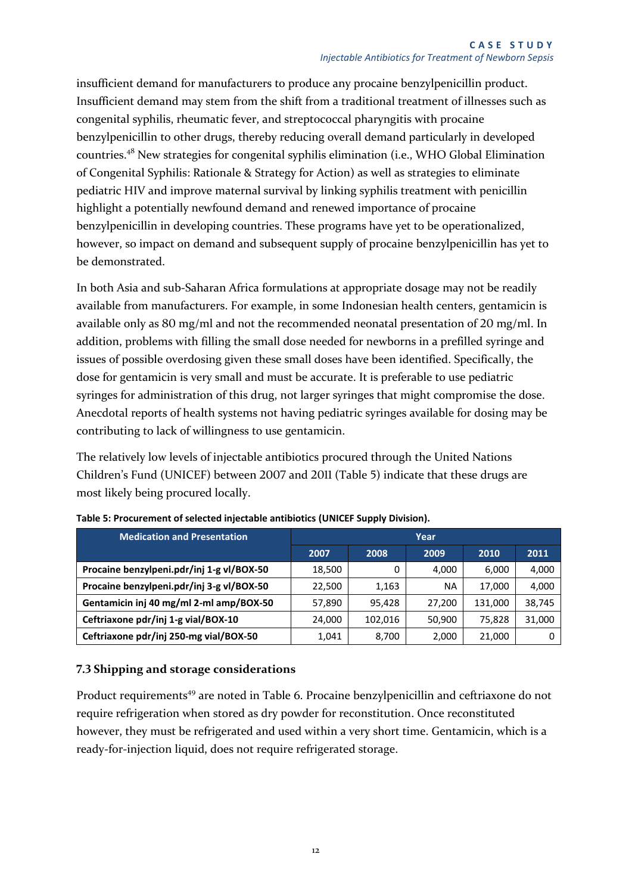insufficient demand for manufacturers to produce any procaine benzylpenicillin product. Insufficient demand may stem from the shift from a traditional treatment of illnesses such as congenital syphilis, rheumatic fever, and streptococcal pharyngitis with procaine benzylpenicillin to other drugs, thereby reducing overall demand particularly in developed countries.[48] New strategies for congenital syphilis elimination (i.e., WHO Global Elimination of Congenital Syphilis: Rationale & Strategy for Action) as well as strategies to eliminate pediatric HIV and improve maternal survival by linking syphilis treatment with penicillin highlight a potentially newfound demand and renewed importance of procaine benzylpenicillin in developing countries. These programs have yet to be operationalized, however, so impact on demand and subsequent supply of procaine benzylpenicillin has yet to be demonstrated.

In both Asia and sub-Saharan Africa formulations at appropriate dosage may not be readily available from manufacturers. For example, in some Indonesian health centers, gentamicin is available only as 80 mg/ml and not the recommended neonatal presentation of 20 mg/ml. In addition, problems with filling the small dose needed for newborns in a prefilled syringe and issues of possible overdosing given these small doses have been identified. Specifically, the dose for gentamicin is very small and must be accurate. It is preferable to use pediatric syringes for administration of this drug, not larger syringes that might compromise the dose. Anecdotal reports of health systems not having pediatric syringes available for dosing may be contributing to lack of willingness to use gentamicin.

The relatively low levels of injectable antibiotics procured through the United Nations Children's Fund (UNICEF) between 2007 and 2011 (Table 5) indicate that these drugs are most likely being procured locally.

**Table 5: Procurement of selected injectable antibiotics (UNICEF Supply Division).**

| Medication and Presentation | Year | | | | |
|---|---|---|---|---|---|
| | 2007 | 2008 | 2009 | 2010 | 2011 |
| Procaine benzylpeni.pdr/inj 1-g vl/BOX-50 | 18,500 | 0 | 4,000 | 6,000 | 4,000 |
| Procaine benzylpeni.pdr/inj 3-g vl/BOX-50 | 22,500 | 1,163 | NA | 17,000 | 4,000 |
| Gentamicin inj 40 mg/ml 2-ml amp/BOX-50 | 57,890 | 95,428 | 27,200 | 131,000 | 38,745 |
| Ceftriaxone pdr/inj 1-g vial/BOX-10 | 24,000 | 102,016 | 50,900 | 75,828 | 31,000 |
| Ceftriaxone pdr/inj 250-mg vial/BOX-50 | 1,041 | 8,700 | 2,000 | 21,000 | 0 |

### 7.3 Shipping and storage considerations

Product requirements[49] are noted in Table 6. Procaine benzylpenicillin and ceftriaxone do not require refrigeration when stored as dry powder for reconstitution. Once reconstituted however, they must be refrigerated and used within a very short time. Gentamicin, which is a ready-for-injection liquid, does not require refrigerated storage.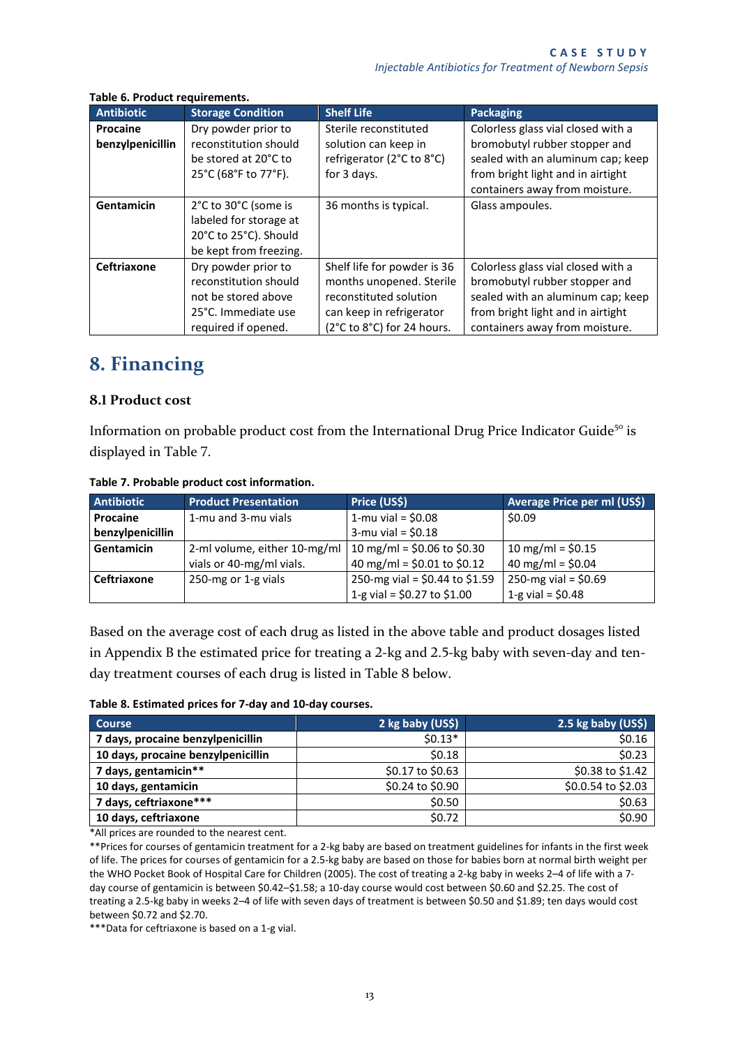**Table 6. Product requirements.**

| Antibiotic | Storage Condition | Shelf Life | Packaging |
|---|---|---|---|
| **Procaine benzylpenicillin** | Dry powder prior to reconstitution should be stored at 20°C to 25°C (68°F to 77°F). | Sterile reconstituted solution can keep in refrigerator (2°C to 8°C) for 3 days. | Colorless glass vial closed with a bromobutyl rubber stopper and sealed with an aluminum cap; keep from bright light and in airtight containers away from moisture. |
| **Gentamicin** | 2°C to 30°C (some is labeled for storage at 20°C to 25°C). Should be kept from freezing. | 36 months is typical. | Glass ampoules. |
| **Ceftriaxone** | Dry powder prior to reconstitution should not be stored above 25°C. Immediate use required if opened. | Shelf life for powder is 36 months unopened. Sterile reconstituted solution can keep in refrigerator (2°C to 8°C) for 24 hours. | Colorless glass vial closed with a bromobutyl rubber stopper and sealed with an aluminum cap; keep from bright light and in airtight containers away from moisture. |

# 8. Financing

## 8.1 Product cost

Information on probable product cost from the International Drug Price Indicator Guide[50] is displayed in Table 7.

**Table 7. Probable product cost information.**

| Antibiotic | Product Presentation | Price (US$) | Average Price per ml (US$) |
|---|---|---|---|
| **Procaine benzylpenicillin** | 1-mu and 3-mu vials | 1-mu vial = $0.08<br>3-mu vial = $0.18 | $0.09 |
| **Gentamicin** | 2-ml volume, either 10-mg/ml vials or 40-mg/ml vials. | 10 mg/ml = $0.06 to $0.30<br>40 mg/ml = $0.01 to $0.12 | 10 mg/ml = $0.15<br>40 mg/ml = $0.04 |
| **Ceftriaxone** | 250-mg or 1-g vials | 250-mg vial = $0.44 to $1.59<br>1-g vial = $0.27 to $1.00 | 250-mg vial = $0.69<br>1-g vial = $0.48 |

Based on the average cost of each drug as listed in the above table and product dosages listed in Appendix B the estimated price for treating a 2-kg and 2.5-kg baby with seven-day and ten-day treatment courses of each drug is listed in Table 8 below.

**Table 8. Estimated prices for 7-day and 10-day courses.**

| Course | 2 kg baby (US$) | 2.5 kg baby (US$) |
|---|---:|---:|
| **7 days, procaine benzylpenicillin** | $0.13* | $0.16 |
| **10 days, procaine benzylpenicillin** | $0.18 | $0.23 |
| **7 days, gentamicin**** | $0.17 to $0.63 | $0.38 to $1.42 |
| **10 days, gentamicin** | $0.24 to $0.90 | $0.0.54 to $2.03 |
| **7 days, ceftriaxone***** | $0.50 | $0.63 |
| **10 days, ceftriaxone** | $0.72 | $0.90 |

*All prices are rounded to the nearest cent.

**Prices for courses of gentamicin treatment for a 2-kg baby are based on treatment guidelines for infants in the first week of life. The prices for courses of gentamicin for a 2.5-kg baby are based on those for babies born at normal birth weight per the WHO Pocket Book of Hospital Care for Children (2005). The cost of treating a 2-kg baby in weeks 2–4 of life with a 7-day course of gentamicin is between $0.42–$1.58; a 10-day course would cost between $0.60 and $2.25. The cost of treating a 2.5-kg baby in weeks 2–4 of life with seven days of treatment is between $0.50 and $1.89; ten days would cost between $0.72 and $2.70.

***Data for ceftriaxone is based on a 1-g vial.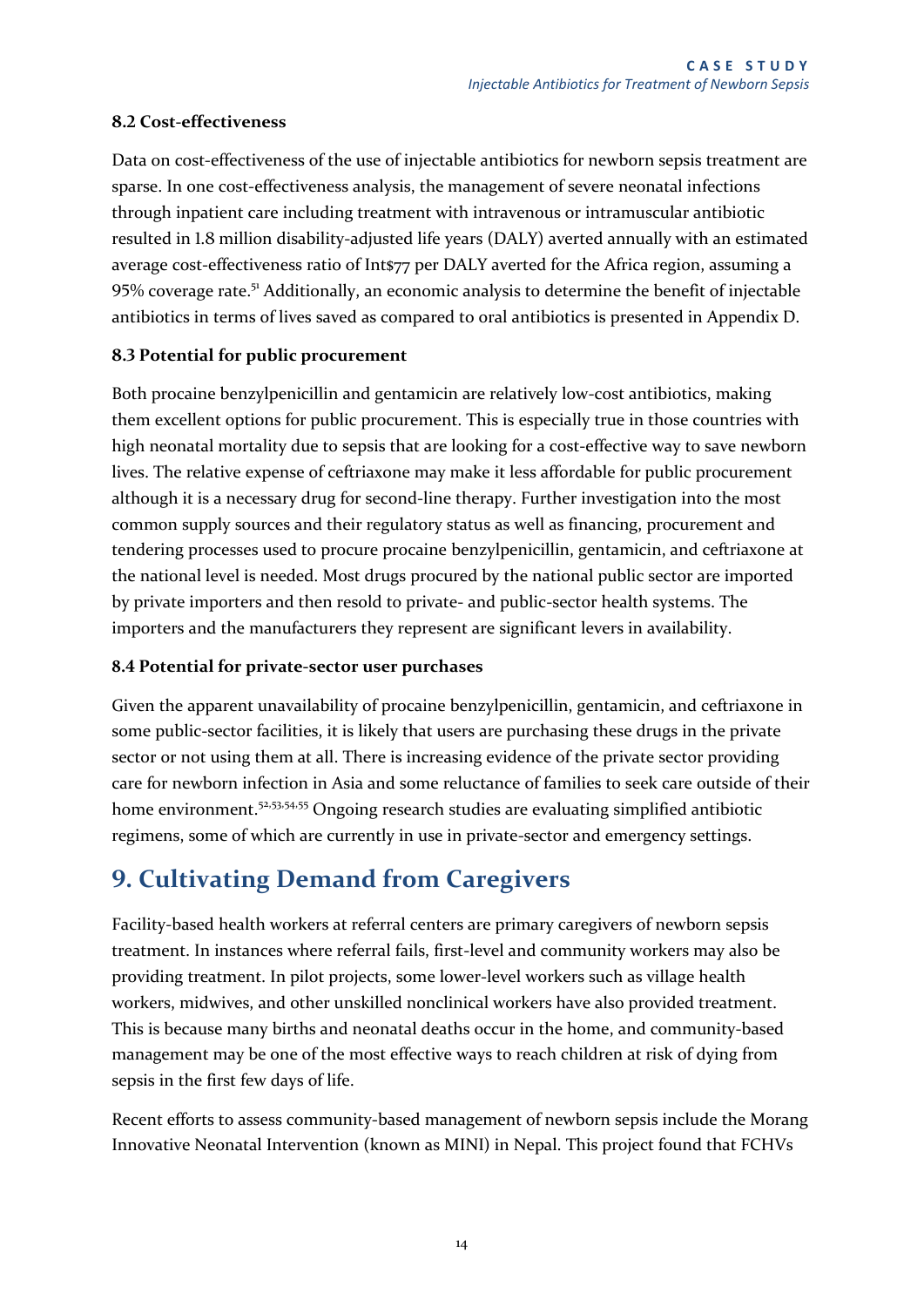### 8.2 Cost-effectiveness

Data on cost-effectiveness of the use of injectable antibiotics for newborn sepsis treatment are sparse. In one cost-effectiveness analysis, the management of severe neonatal infections through inpatient care including treatment with intravenous or intramuscular antibiotic resulted in 1.8 million disability-adjusted life years (DALY) averted annually with an estimated average cost-effectiveness ratio of Int$77 per DALY averted for the Africa region, assuming a 95% coverage rate.[51] Additionally, an economic analysis to determine the benefit of injectable antibiotics in terms of lives saved as compared to oral antibiotics is presented in Appendix D.

### 8.3 Potential for public procurement

Both procaine benzylpenicillin and gentamicin are relatively low-cost antibiotics, making them excellent options for public procurement. This is especially true in those countries with high neonatal mortality due to sepsis that are looking for a cost-effective way to save newborn lives. The relative expense of ceftriaxone may make it less affordable for public procurement although it is a necessary drug for second-line therapy. Further investigation into the most common supply sources and their regulatory status as well as financing, procurement and tendering processes used to procure procaine benzylpenicillin, gentamicin, and ceftriaxone at the national level is needed. Most drugs procured by the national public sector are imported by private importers and then resold to private- and public-sector health systems. The importers and the manufacturers they represent are significant levers in availability.

### 8.4 Potential for private-sector user purchases

Given the apparent unavailability of procaine benzylpenicillin, gentamicin, and ceftriaxone in some public-sector facilities, it is likely that users are purchasing these drugs in the private sector or not using them at all. There is increasing evidence of the private sector providing care for newborn infection in Asia and some reluctance of families to seek care outside of their home environment.[52,53,54,55] Ongoing research studies are evaluating simplified antibiotic regimens, some of which are currently in use in private-sector and emergency settings.

## 9. Cultivating Demand from Caregivers

Facility-based health workers at referral centers are primary caregivers of newborn sepsis treatment. In instances where referral fails, first-level and community workers may also be providing treatment. In pilot projects, some lower-level workers such as village health workers, midwives, and other unskilled nonclinical workers have also provided treatment. This is because many births and neonatal deaths occur in the home, and community-based management may be one of the most effective ways to reach children at risk of dying from sepsis in the first few days of life.

Recent efforts to assess community-based management of newborn sepsis include the Morang Innovative Neonatal Intervention (known as MINI) in Nepal. This project found that FCHVs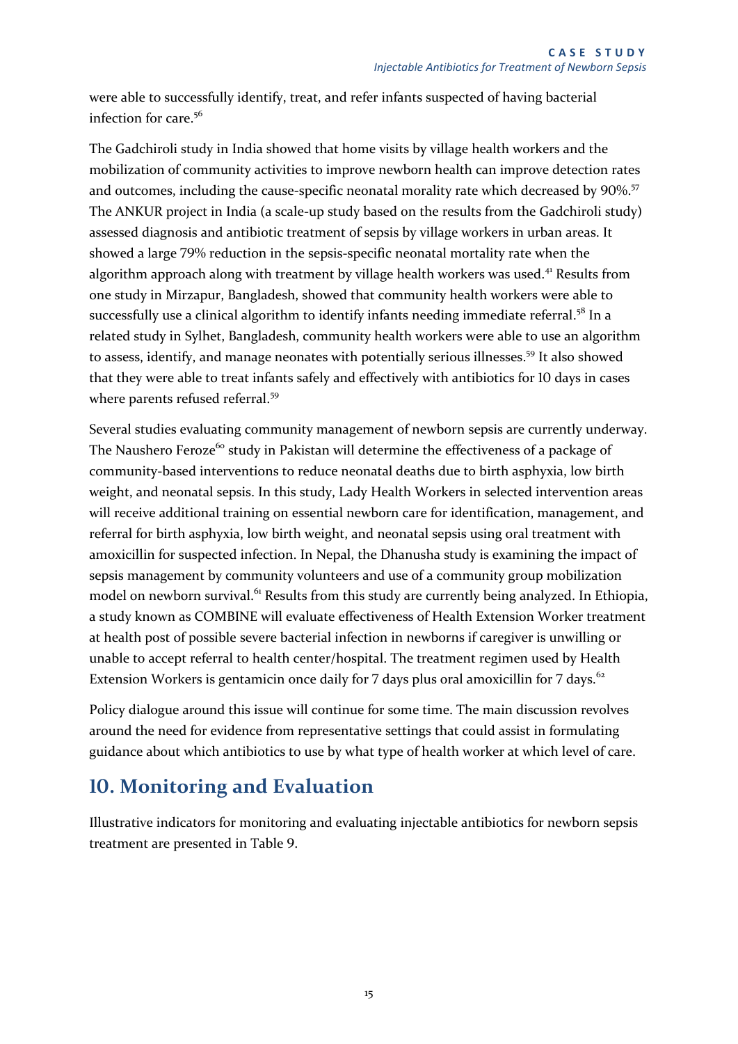were able to successfully identify, treat, and refer infants suspected of having bacterial infection for care.[56]

The Gadchiroli study in India showed that home visits by village health workers and the mobilization of community activities to improve newborn health can improve detection rates and outcomes, including the cause-specific neonatal morality rate which decreased by 90%.[57] The ANKUR project in India (a scale-up study based on the results from the Gadchiroli study) assessed diagnosis and antibiotic treatment of sepsis by village workers in urban areas. It showed a large 79% reduction in the sepsis-specific neonatal mortality rate when the algorithm approach along with treatment by village health workers was used.[41] Results from one study in Mirzapur, Bangladesh, showed that community health workers were able to successfully use a clinical algorithm to identify infants needing immediate referral.[58] In a related study in Sylhet, Bangladesh, community health workers were able to use an algorithm to assess, identify, and manage neonates with potentially serious illnesses.[59] It also showed that they were able to treat infants safely and effectively with antibiotics for 10 days in cases where parents refused referral.[59]

Several studies evaluating community management of newborn sepsis are currently underway. The Naushero Feroze[60] study in Pakistan will determine the effectiveness of a package of community-based interventions to reduce neonatal deaths due to birth asphyxia, low birth weight, and neonatal sepsis. In this study, Lady Health Workers in selected intervention areas will receive additional training on essential newborn care for identification, management, and referral for birth asphyxia, low birth weight, and neonatal sepsis using oral treatment with amoxicillin for suspected infection. In Nepal, the Dhanusha study is examining the impact of sepsis management by community volunteers and use of a community group mobilization model on newborn survival.[61] Results from this study are currently being analyzed. In Ethiopia, a study known as COMBINE will evaluate effectiveness of Health Extension Worker treatment at health post of possible severe bacterial infection in newborns if caregiver is unwilling or unable to accept referral to health center/hospital. The treatment regimen used by Health Extension Workers is gentamicin once daily for 7 days plus oral amoxicillin for 7 days.[62]

Policy dialogue around this issue will continue for some time. The main discussion revolves around the need for evidence from representative settings that could assist in formulating guidance about which antibiotics to use by what type of health worker at which level of care.

## 10. Monitoring and Evaluation

Illustrative indicators for monitoring and evaluating injectable antibiotics for newborn sepsis treatment are presented in Table 9.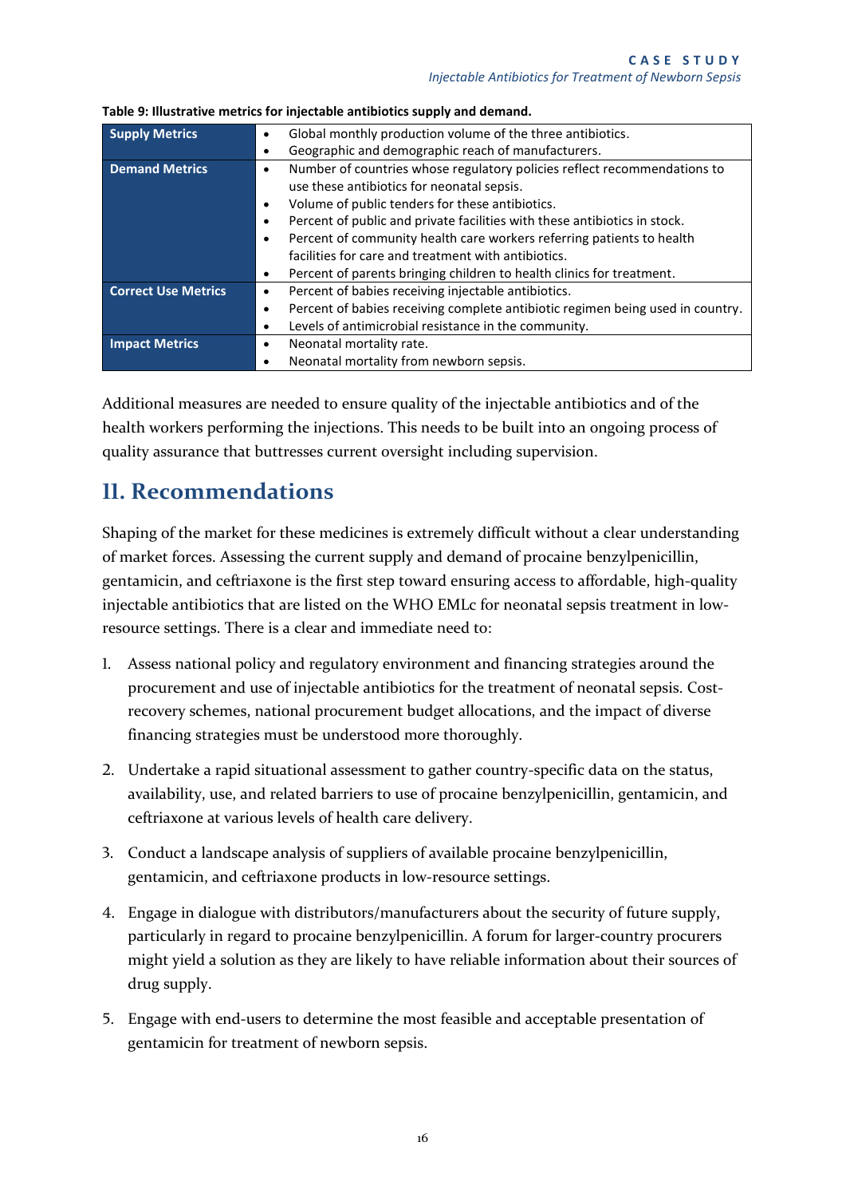**Table 9: Illustrative metrics for injectable antibiotics supply and demand.**

| | |
|---|---|
| **Supply Metrics** | • Global monthly production volume of the three antibiotics.<br>• Geographic and demographic reach of manufacturers. |
| **Demand Metrics** | • Number of countries whose regulatory policies reflect recommendations to use these antibiotics for neonatal sepsis.<br>• Volume of public tenders for these antibiotics.<br>• Percent of public and private facilities with these antibiotics in stock.<br>• Percent of community health care workers referring patients to health facilities for care and treatment with antibiotics.<br>• Percent of parents bringing children to health clinics for treatment. |
| **Correct Use Metrics** | • Percent of babies receiving injectable antibiotics.<br>• Percent of babies receiving complete antibiotic regimen being used in country.<br>• Levels of antimicrobial resistance in the community. |
| **Impact Metrics** | • Neonatal mortality rate.<br>• Neonatal mortality from newborn sepsis. |

Additional measures are needed to ensure quality of the injectable antibiotics and of the health workers performing the injections. This needs to be built into an ongoing process of quality assurance that buttresses current oversight including supervision.

## 11. Recommendations

Shaping of the market for these medicines is extremely difficult without a clear understanding of market forces. Assessing the current supply and demand of procaine benzylpenicillin, gentamicin, and ceftriaxone is the first step toward ensuring access to affordable, high-quality injectable antibiotics that are listed on the WHO EMLc for neonatal sepsis treatment in low-resource settings. There is a clear and immediate need to:

1. Assess national policy and regulatory environment and financing strategies around the procurement and use of injectable antibiotics for the treatment of neonatal sepsis. Cost-recovery schemes, national procurement budget allocations, and the impact of diverse financing strategies must be understood more thoroughly.

2. Undertake a rapid situational assessment to gather country-specific data on the status, availability, use, and related barriers to use of procaine benzylpenicillin, gentamicin, and ceftriaxone at various levels of health care delivery.

3. Conduct a landscape analysis of suppliers of available procaine benzylpenicillin, gentamicin, and ceftriaxone products in low-resource settings.

4. Engage in dialogue with distributors/manufacturers about the security of future supply, particularly in regard to procaine benzylpenicillin. A forum for larger-country procurers might yield a solution as they are likely to have reliable information about their sources of drug supply.

5. Engage with end-users to determine the most feasible and acceptable presentation of gentamicin for treatment of newborn sepsis.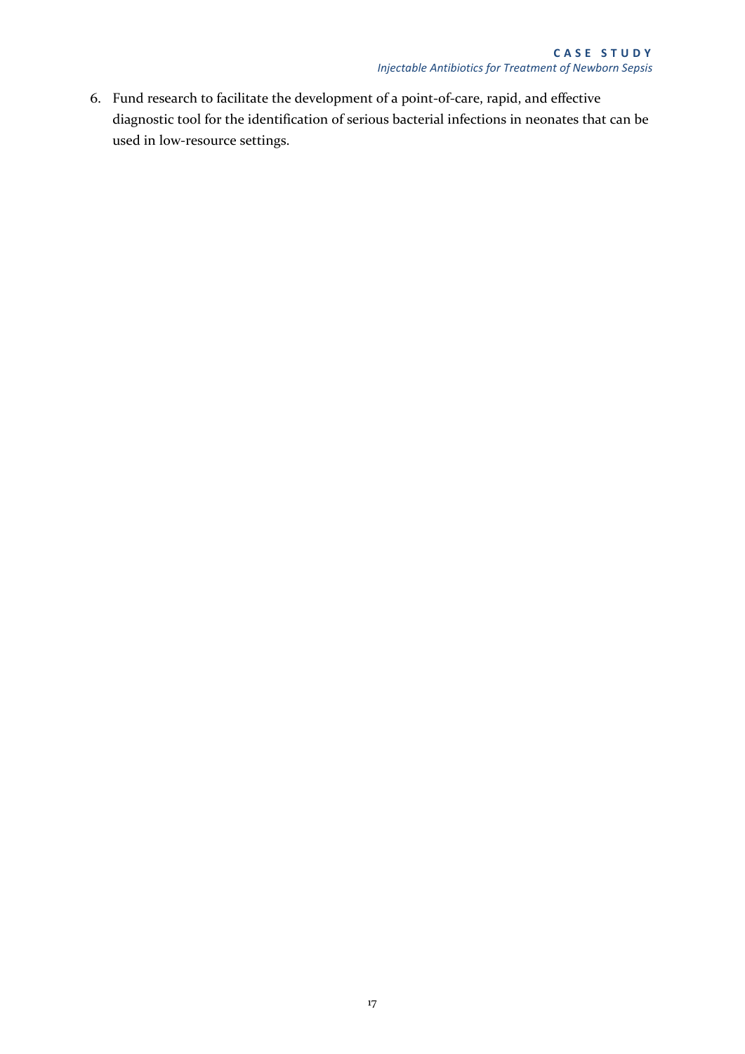6. Fund research to facilitate the development of a point-of-care, rapid, and effective diagnostic tool for the identification of serious bacterial infections in neonates that can be used in low-resource settings.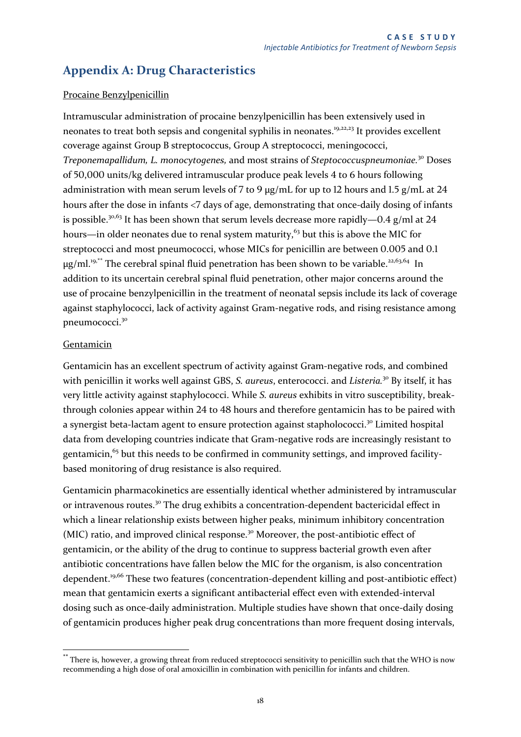## Appendix A: Drug Characteristics

Procaine Benzylpenicillin

Intramuscular administration of procaine benzylpenicillin has been extensively used in neonates to treat both sepsis and congenital syphilis in neonates.[19,22,23] It provides excellent coverage against Group B streptococcus, Group A streptococci, meningococci, *Treponemapallidum, L. monocytogenes,* and most strains of *Steptococcuspneumoniae.*[30] Doses of 50,000 units/kg delivered intramuscular produce peak levels 4 to 6 hours following administration with mean serum levels of 7 to 9 μg/mL for up to 12 hours and 1.5 g/mL at 24 hours after the dose in infants <7 days of age, demonstrating that once-daily dosing of infants is possible.[30,63] It has been shown that serum levels decrease more rapidly—0.4 g/ml at 24 hours—in older neonates due to renal system maturity,[63] but this is above the MIC for streptococci and most pneumococci, whose MICs for penicillin are between 0.005 and 0.1 μg/ml.[19,**] The cerebral spinal fluid penetration has been shown to be variable.[22,63,64] In addition to its uncertain cerebral spinal fluid penetration, other major concerns around the use of procaine benzylpenicillin in the treatment of neonatal sepsis include its lack of coverage against staphylococci, lack of activity against Gram-negative rods, and rising resistance among pneumococci.[30]

Gentamicin

Gentamicin has an excellent spectrum of activity against Gram-negative rods, and combined with penicillin it works well against GBS, *S. aureus*, enterococci. and *Listeria.*[30] By itself, it has very little activity against staphylococci. While *S. aureus* exhibits in vitro susceptibility, break-through colonies appear within 24 to 48 hours and therefore gentamicin has to be paired with a synergist beta-lactam agent to ensure protection against stapholococci.[30] Limited hospital data from developing countries indicate that Gram-negative rods are increasingly resistant to gentamicin,[65] but this needs to be confirmed in community settings, and improved facility-based monitoring of drug resistance is also required.

Gentamicin pharmacokinetics are essentially identical whether administered by intramuscular or intravenous routes.[30] The drug exhibits a concentration-dependent bactericidal effect in which a linear relationship exists between higher peaks, minimum inhibitory concentration (MIC) ratio, and improved clinical response.[30] Moreover, the post-antibiotic effect of gentamicin, or the ability of the drug to continue to suppress bacterial growth even after antibiotic concentrations have fallen below the MIC for the organism, is also concentration dependent.[19,66] These two features (concentration-dependent killing and post-antibiotic effect) mean that gentamicin exerts a significant antibacterial effect even with extended-interval dosing such as once-daily administration. Multiple studies have shown that once-daily dosing of gentamicin produces higher peak drug concentrations than more frequent dosing intervals,

---

[**] There is, however, a growing threat from reduced streptococci sensitivity to penicillin such that the WHO is now recommending a high dose of oral amoxicillin in combination with penicillin for infants and children.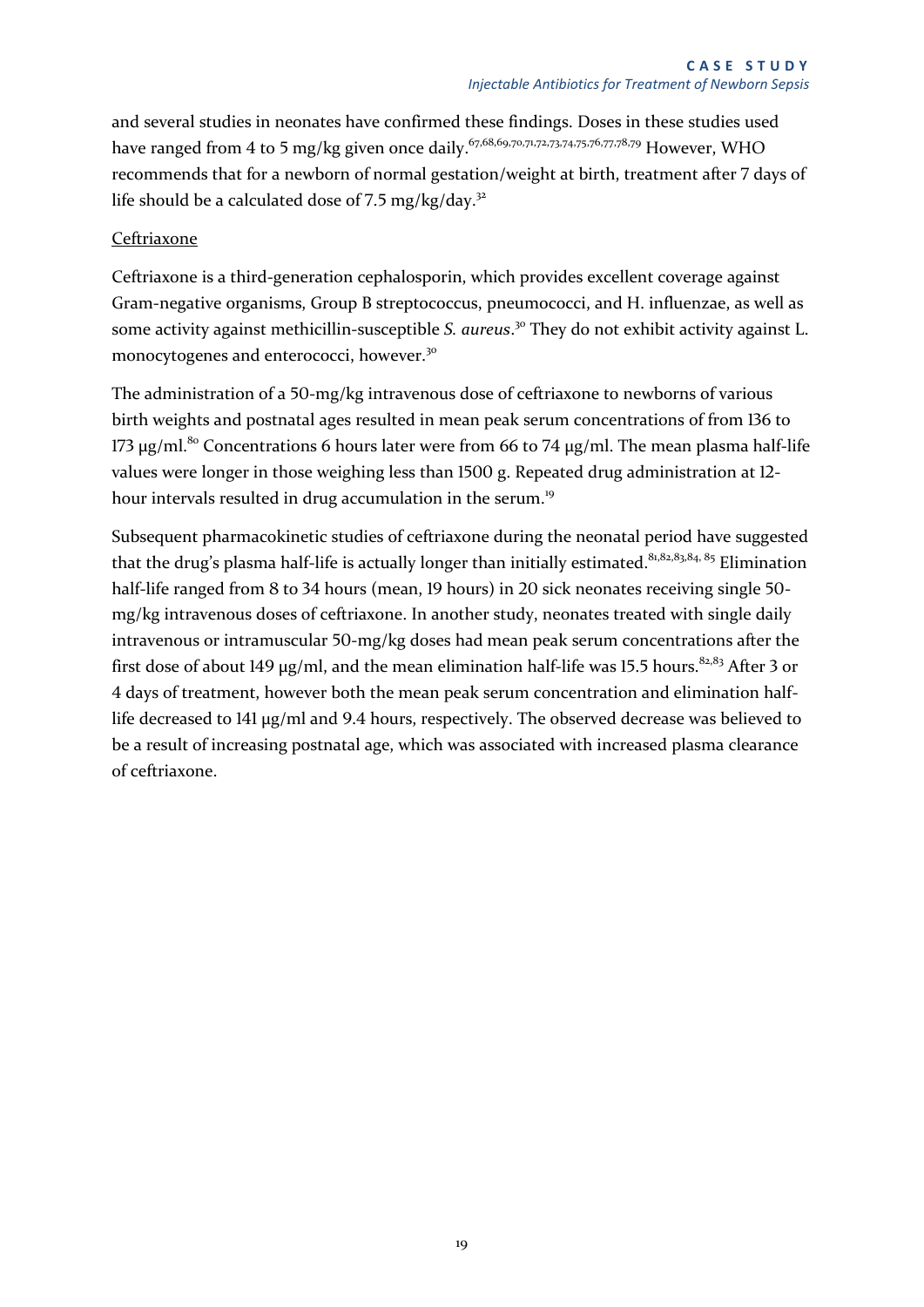and several studies in neonates have confirmed these findings. Doses in these studies used have ranged from 4 to 5 mg/kg given once daily.[67,68,69,70,71,72,73,74,75,76,77,78,79] However, WHO recommends that for a newborn of normal gestation/weight at birth, treatment after 7 days of life should be a calculated dose of 7.5 mg/kg/day.[32]

<u>Ceftriaxone</u>

Ceftriaxone is a third-generation cephalosporin, which provides excellent coverage against Gram-negative organisms, Group B streptococcus, pneumococci, and H. influenzae, as well as some activity against methicillin-susceptible *S. aureus*.[30] They do not exhibit activity against L. monocytogenes and enterococci, however.[30]

The administration of a 50-mg/kg intravenous dose of ceftriaxone to newborns of various birth weights and postnatal ages resulted in mean peak serum concentrations of from 136 to 173 μg/ml.[80] Concentrations 6 hours later were from 66 to 74 μg/ml. The mean plasma half-life values were longer in those weighing less than 1500 g. Repeated drug administration at 12-hour intervals resulted in drug accumulation in the serum.[19]

Subsequent pharmacokinetic studies of ceftriaxone during the neonatal period have suggested that the drug's plasma half-life is actually longer than initially estimated.[81,82,83,84,85] Elimination half-life ranged from 8 to 34 hours (mean, 19 hours) in 20 sick neonates receiving single 50-mg/kg intravenous doses of ceftriaxone. In another study, neonates treated with single daily intravenous or intramuscular 50-mg/kg doses had mean peak serum concentrations after the first dose of about 149 μg/ml, and the mean elimination half-life was 15.5 hours.[82,83] After 3 or 4 days of treatment, however both the mean peak serum concentration and elimination half-life decreased to 141 μg/ml and 9.4 hours, respectively. The observed decrease was believed to be a result of increasing postnatal age, which was associated with increased plasma clearance of ceftriaxone.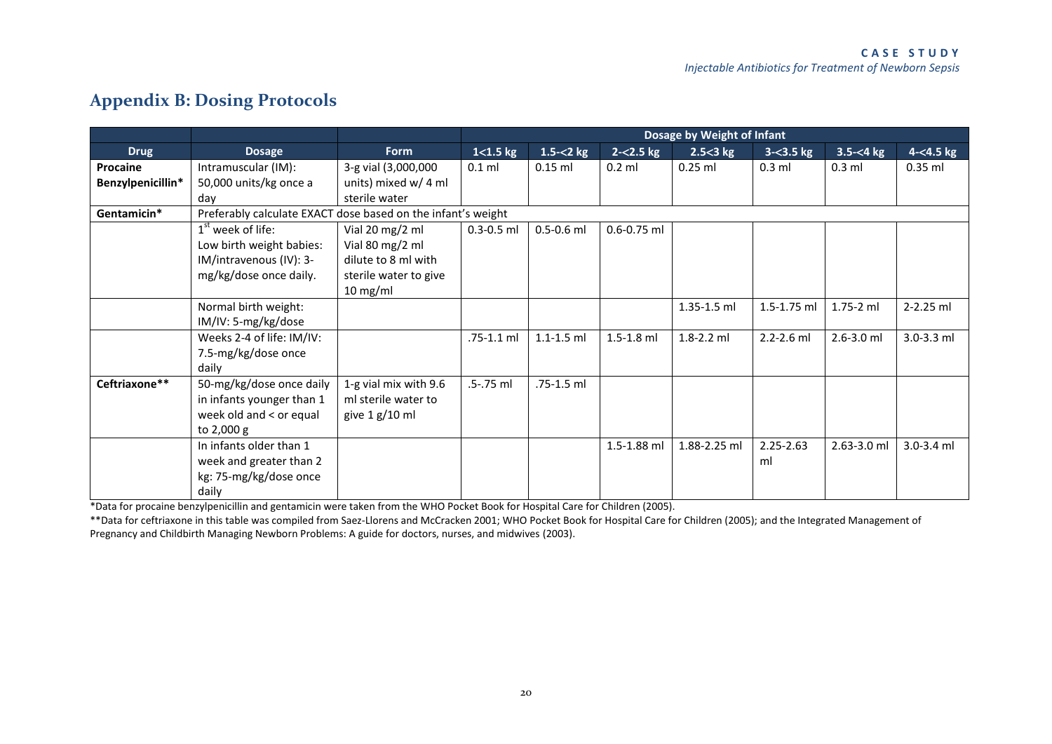## Appendix B: Dosing Protocols

| | | | Dosage by Weight of Infant | | | | | | |
|---|---|---|---|---|---|---|---|---|---|
| **Drug** | **Dosage** | **Form** | **1<1.5 kg** | **1.5-<2 kg** | **2-<2.5 kg** | **2.5<3 kg** | **3-<3.5 kg** | **3.5-<4 kg** | **4-<4.5 kg** |
| **Procaine Benzylpenicillin*** | Intramuscular (IM): 50,000 units/kg once a day | 3-g vial (3,000,000 units) mixed w/ 4 ml sterile water | 0.1 ml | 0.15 ml | 0.2 ml | 0.25 ml | 0.3 ml | 0.3 ml | 0.35 ml |
| **Gentamicin*** | Preferably calculate EXACT dose based on the infant's weight | | | | | | | | |
| | 1st week of life: Low birth weight babies: IM/intravenous (IV): 3-mg/kg/dose once daily. | Vial 20 mg/2 ml Vial 80 mg/2 ml dilute to 8 ml with sterile water to give 10 mg/ml | 0.3-0.5 ml | 0.5-0.6 ml | 0.6-0.75 ml | | | | |
| | Normal birth weight: IM/IV: 5-mg/kg/dose | | | | | 1.35-1.5 ml | 1.5-1.75 ml | 1.75-2 ml | 2-2.25 ml |
| | Weeks 2-4 of life: IM/IV: 7.5-mg/kg/dose once daily | | .75-1.1 ml | 1.1-1.5 ml | 1.5-1.8 ml | 1.8-2.2 ml | 2.2-2.6 ml | 2.6-3.0 ml | 3.0-3.3 ml |
| **Ceftriaxone**** | 50-mg/kg/dose once daily in infants younger than 1 week old and < or equal to 2,000 g | 1-g vial mix with 9.6 ml sterile water to give 1 g/10 ml | .5-.75 ml | .75-1.5 ml | | | | | |
| | In infants older than 1 week and greater than 2 kg: 75-mg/kg/dose once daily | | | | 1.5-1.88 ml | 1.88-2.25 ml | 2.25-2.63 ml | 2.63-3.0 ml | 3.0-3.4 ml |

*Data for procaine benzylpenicillin and gentamicin were taken from the WHO Pocket Book for Hospital Care for Children (2005).

**Data for ceftriaxone in this table was compiled from Saez-Llorens and McCracken 2001; WHO Pocket Book for Hospital Care for Children (2005); and the Integrated Management of Pregnancy and Childbirth Managing Newborn Problems: A guide for doctors, nurses, and midwives (2003).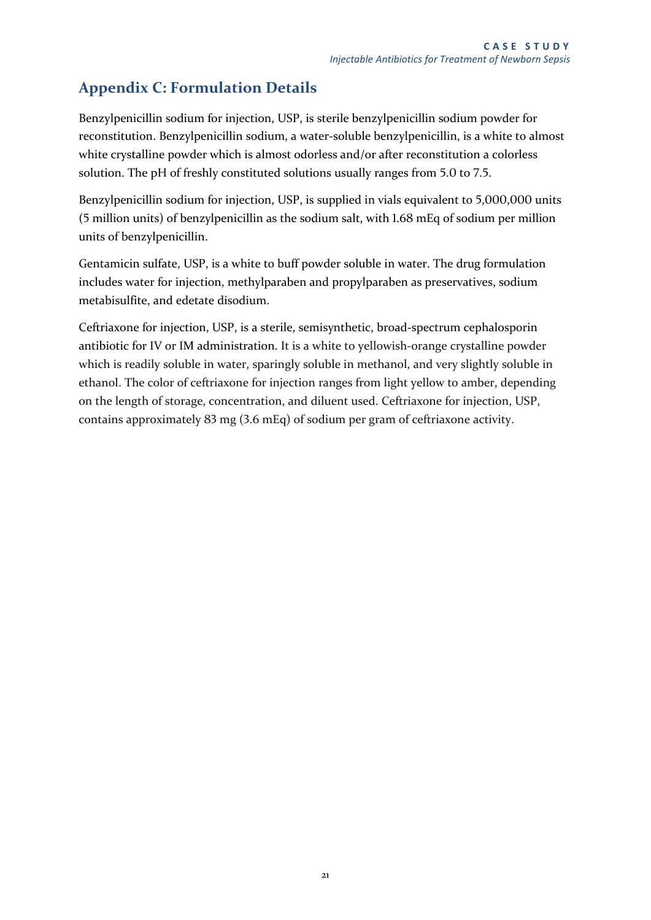## Appendix C: Formulation Details

Benzylpenicillin sodium for injection, USP, is sterile benzylpenicillin sodium powder for reconstitution. Benzylpenicillin sodium, a water-soluble benzylpenicillin, is a white to almost white crystalline powder which is almost odorless and/or after reconstitution a colorless solution. The pH of freshly constituted solutions usually ranges from 5.0 to 7.5.

Benzylpenicillin sodium for injection, USP, is supplied in vials equivalent to 5,000,000 units (5 million units) of benzylpenicillin as the sodium salt, with 1.68 mEq of sodium per million units of benzylpenicillin.

Gentamicin sulfate, USP, is a white to buff powder soluble in water. The drug formulation includes water for injection, methylparaben and propylparaben as preservatives, sodium metabisulfite, and edetate disodium.

Ceftriaxone for injection, USP, is a sterile, semisynthetic, broad-spectrum cephalosporin antibiotic for IV or IM administration. It is a white to yellowish-orange crystalline powder which is readily soluble in water, sparingly soluble in methanol, and very slightly soluble in ethanol. The color of ceftriaxone for injection ranges from light yellow to amber, depending on the length of storage, concentration, and diluent used. Ceftriaxone for injection, USP, contains approximately 83 mg (3.6 mEq) of sodium per gram of ceftriaxone activity.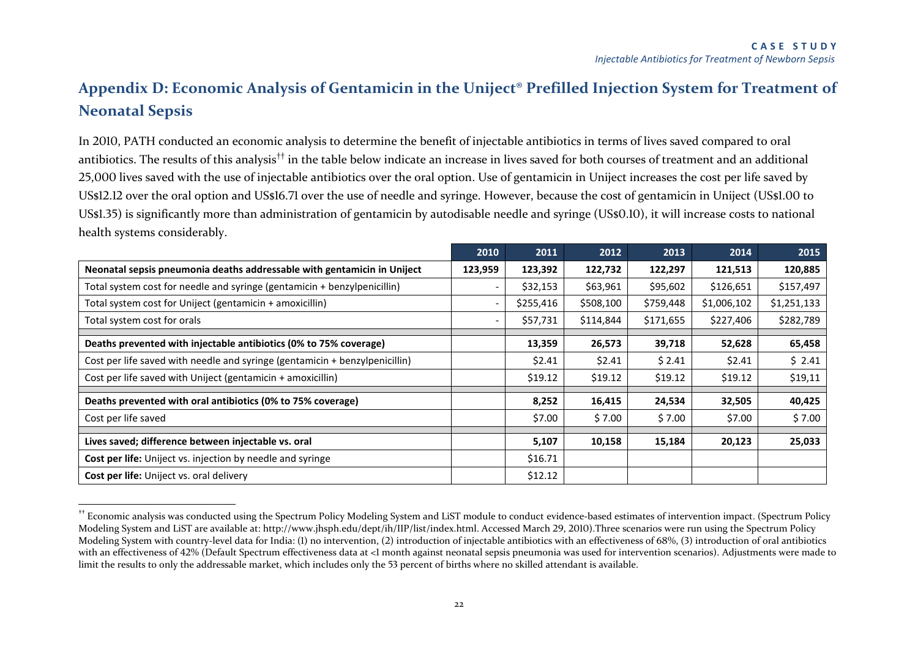## Appendix D: Economic Analysis of Gentamicin in the Uniject® Prefilled Injection System for Treatment of Neonatal Sepsis

In 2010, PATH conducted an economic analysis to determine the benefit of injectable antibiotics in terms of lives saved compared to oral antibiotics. The results of this analysis[††] in the table below indicate an increase in lives saved for both courses of treatment and an additional 25,000 lives saved with the use of injectable antibiotics over the oral option. Use of gentamicin in Uniject increases the cost per life saved by US$12.12 over the oral option and US$16.71 over the use of needle and syringe. However, because the cost of gentamicin in Uniject (US$1.00 to US$1.35) is significantly more than administration of gentamicin by autodisable needle and syringe (US$0.10), it will increase costs to national health systems considerably.

| | 2010 | 2011 | 2012 | 2013 | 2014 | 2015 |
|---|---|---|---|---|---|---|
| **Neonatal sepsis pneumonia deaths addressable with gentamicin in Uniject** | **123,959** | **123,392** | **122,732** | **122,297** | **121,513** | **120,885** |
| Total system cost for needle and syringe (gentamicin + benzylpenicillin) | - | $32,153 | $63,961 | $95,602 | $126,651 | $157,497 |
| Total system cost for Uniject (gentamicin + amoxicillin) | - | $255,416 | $508,100 | $759,448 | $1,006,102 | $1,251,133 |
| Total system cost for orals | - | $57,731 | $114,844 | $171,655 | $227,406 | $282,789 |
| **Deaths prevented with injectable antibiotics (0% to 75% coverage)** | | **13,359** | **26,573** | **39,718** | **52,628** | **65,458** |
| Cost per life saved with needle and syringe (gentamicin + benzylpenicillin) | | $2.41 | $2.41 | $ 2.41 | $2.41 | $ 2.41 |
| Cost per life saved with Uniject (gentamicin + amoxicillin) | | $19.12 | $19.12 | $19.12 | $19.12 | $19,11 |
| **Deaths prevented with oral antibiotics (0% to 75% coverage)** | | **8,252** | **16,415** | **24,534** | **32,505** | **40,425** |
| Cost per life saved | | $7.00 | $ 7.00 | $ 7.00 | $7.00 | $ 7.00 |
| **Lives saved; difference between injectable vs. oral** | | **5,107** | **10,158** | **15,184** | **20,123** | **25,033** |
| **Cost per life:** Uniject vs. injection by needle and syringe | | $16.71 | | | | |
| **Cost per life:** Uniject vs. oral delivery | | $12.12 | | | | |

[††] Economic analysis was conducted using the Spectrum Policy Modeling System and LiST module to conduct evidence-based estimates of intervention impact. (Spectrum Policy Modeling System and LiST are available at: http://www.jhsph.edu/dept/ih/IIP/list/index.html. Accessed March 29, 2010).Three scenarios were run using the Spectrum Policy Modeling System with country-level data for India: (1) no intervention, (2) introduction of injectable antibiotics with an effectiveness of 68%, (3) introduction of oral antibiotics with an effectiveness of 42% (Default Spectrum effectiveness data at <1 month against neonatal sepsis pneumonia was used for intervention scenarios). Adjustments were made to limit the results to only the addressable market, which includes only the 53 percent of births where no skilled attendant is available.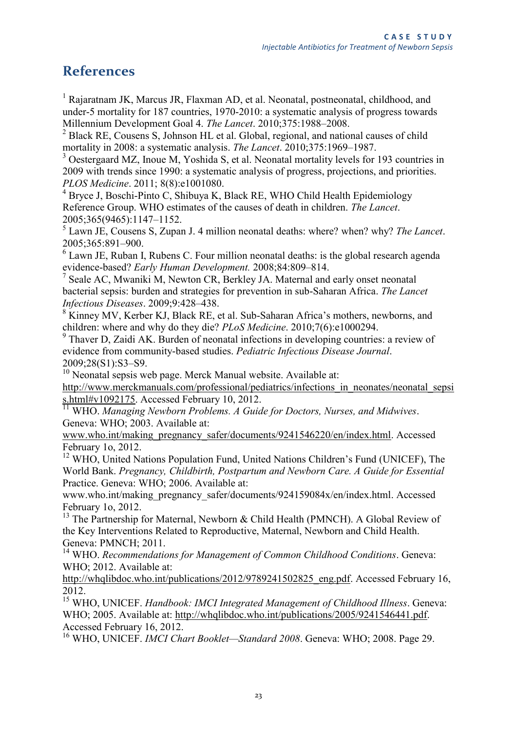# References

[1] Rajaratnam JK, Marcus JR, Flaxman AD, et al. Neonatal, postneonatal, childhood, and under-5 mortality for 187 countries, 1970-2010: a systematic analysis of progress towards Millennium Development Goal 4. *The Lancet*. 2010;375:1988–2008.

[2] Black RE, Cousens S, Johnson HL et al. Global, regional, and national causes of child mortality in 2008: a systematic analysis. *The Lancet*. 2010;375:1969–1987.

[3] Oestergaard MZ, Inoue M, Yoshida S, et al. Neonatal mortality levels for 193 countries in 2009 with trends since 1990: a systematic analysis of progress, projections, and priorities. *PLOS Medicine*. 2011; 8(8):e1001080.

[4] Bryce J, Boschi-Pinto C, Shibuya K, Black RE, WHO Child Health Epidemiology Reference Group. WHO estimates of the causes of death in children. *The Lancet*. 2005;365(9465):1147–1152.

[5] Lawn JE, Cousens S, Zupan J. 4 million neonatal deaths: where? when? why? *The Lancet*. 2005;365:891–900.

[6] Lawn JE, Ruban I, Rubens C. Four million neonatal deaths: is the global research agenda evidence-based? *Early Human Development.* 2008;84:809–814.

[7] Seale AC, Mwaniki M, Newton CR, Berkley JA. Maternal and early onset neonatal bacterial sepsis: burden and strategies for prevention in sub-Saharan Africa. *The Lancet Infectious Diseases*. 2009;9:428–438.

[8] Kinney MV, Kerber KJ, Black RE, et al. Sub-Saharan Africa's mothers, newborns, and children: where and why do they die? *PLoS Medicine*. 2010;7(6):e1000294.

[9] Thaver D, Zaidi AK. Burden of neonatal infections in developing countries: a review of evidence from community-based studies. *Pediatric Infectious Disease Journal*. 2009;28(S1):S3–S9.

[10] Neonatal sepsis web page. Merck Manual website. Available at: http://www.merckmanuals.com/professional/pediatrics/infections_in_neonates/neonatal_sepsis.html#v1092175. Accessed February 10, 2012.

[11] WHO. *Managing Newborn Problems. A Guide for Doctors, Nurses, and Midwives*. Geneva: WHO; 2003. Available at: www.who.int/making_pregnancy_safer/documents/9241546220/en/index.html. Accessed February 1o, 2012.

[12] WHO, United Nations Population Fund, United Nations Children's Fund (UNICEF), The World Bank. *Pregnancy, Childbirth, Postpartum and Newborn Care. A Guide for Essential* Practice. Geneva: WHO; 2006. Available at: www.who.int/making_pregnancy_safer/documents/924159084x/en/index.html. Accessed February 1o, 2012.

[13] The Partnership for Maternal, Newborn & Child Health (PMNCH). A Global Review of the Key Interventions Related to Reproductive, Maternal, Newborn and Child Health. Geneva: PMNCH; 2011.

[14] WHO. *Recommendations for Management of Common Childhood Conditions*. Geneva: WHO; 2012. Available at: http://whqlibdoc.who.int/publications/2012/9789241502825_eng.pdf. Accessed February 16, 2012.

[15] WHO, UNICEF. *Handbook: IMCI Integrated Management of Childhood Illness*. Geneva: WHO; 2005. Available at: http://whqlibdoc.who.int/publications/2005/9241546441.pdf. Accessed February 16, 2012.

[16] WHO, UNICEF. *IMCI Chart Booklet—Standard 2008*. Geneva: WHO; 2008. Page 29.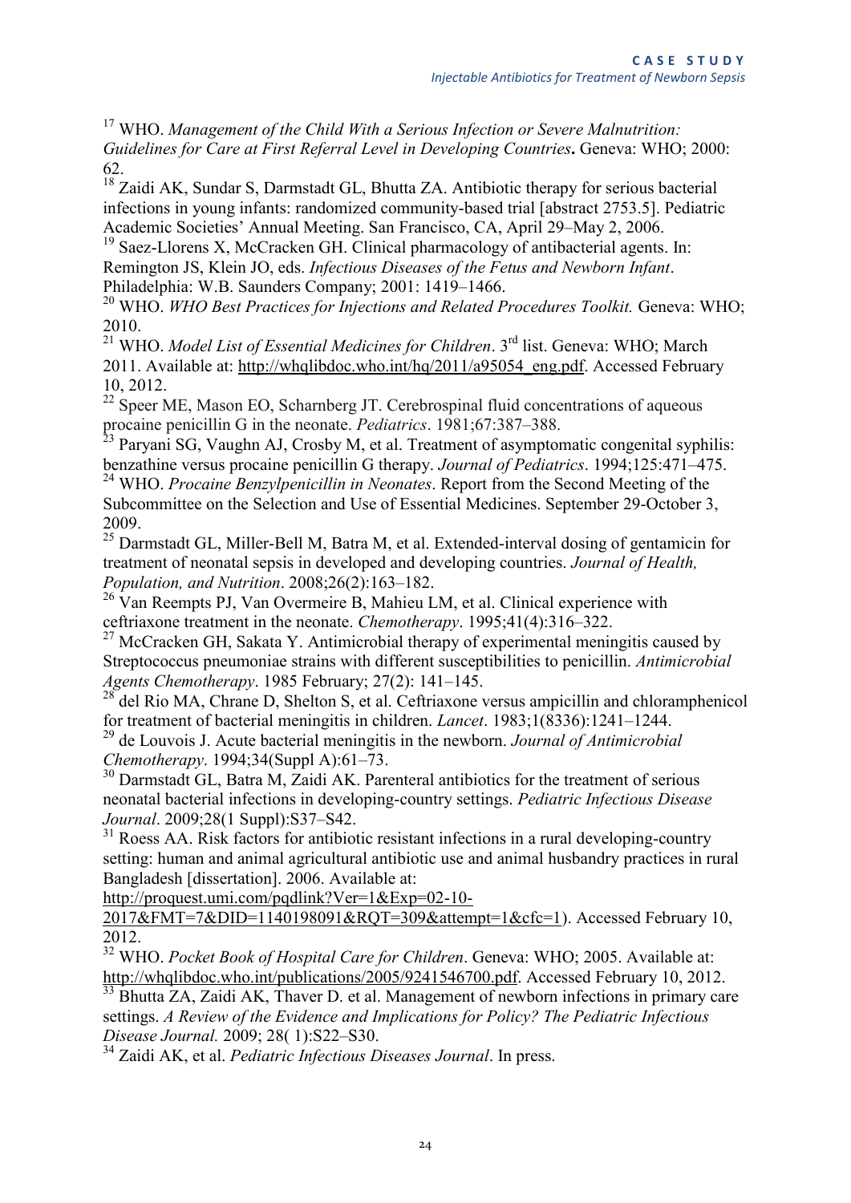[17] WHO. *Management of the Child With a Serious Infection or Severe Malnutrition: Guidelines for Care at First Referral Level in Developing Countries***.** Geneva: WHO; 2000: 62.

[18] Zaidi AK, Sundar S, Darmstadt GL, Bhutta ZA. Antibiotic therapy for serious bacterial infections in young infants: randomized community-based trial [abstract 2753.5]. Pediatric Academic Societies' Annual Meeting. San Francisco, CA, April 29–May 2, 2006.

[19] Saez-Llorens X, McCracken GH. Clinical pharmacology of antibacterial agents. In: Remington JS, Klein JO, eds. *Infectious Diseases of the Fetus and Newborn Infant*. Philadelphia: W.B. Saunders Company; 2001: 1419–1466.

[20] WHO. *WHO Best Practices for Injections and Related Procedures Toolkit.* Geneva: WHO; 2010.

[21] WHO. *Model List of Essential Medicines for Children*. 3rd list. Geneva: WHO; March 2011. Available at: http://whqlibdoc.who.int/hq/2011/a95054_eng.pdf. Accessed February 10, 2012.

[22] Speer ME, Mason EO, Scharnberg JT. Cerebrospinal fluid concentrations of aqueous procaine penicillin G in the neonate. *Pediatrics*. 1981;67:387–388.

[23] Paryani SG, Vaughn AJ, Crosby M, et al. Treatment of asymptomatic congenital syphilis: benzathine versus procaine penicillin G therapy. *Journal of Pediatrics*. 1994;125:471–475.

[24] WHO. *Procaine Benzylpenicillin in Neonates*. Report from the Second Meeting of the Subcommittee on the Selection and Use of Essential Medicines. September 29-October 3, 2009.

[25] Darmstadt GL, Miller-Bell M, Batra M, et al. Extended-interval dosing of gentamicin for treatment of neonatal sepsis in developed and developing countries. *Journal of Health, Population, and Nutrition*. 2008;26(2):163–182.

[26] Van Reempts PJ, Van Overmeire B, Mahieu LM, et al. Clinical experience with ceftriaxone treatment in the neonate. *Chemotherapy*. 1995;41(4):316–322.

[27] McCracken GH, Sakata Y. Antimicrobial therapy of experimental meningitis caused by Streptococcus pneumoniae strains with different susceptibilities to penicillin. *Antimicrobial Agents Chemotherapy*. 1985 February; 27(2): 141–145.

[28] del Rio MA, Chrane D, Shelton S, et al. Ceftriaxone versus ampicillin and chloramphenicol for treatment of bacterial meningitis in children. *Lancet*. 1983;1(8336):1241–1244.

[29] de Louvois J. Acute bacterial meningitis in the newborn. *Journal of Antimicrobial Chemotherapy*. 1994;34(Suppl A):61–73.

[30] Darmstadt GL, Batra M, Zaidi AK. Parenteral antibiotics for the treatment of serious neonatal bacterial infections in developing-country settings. *Pediatric Infectious Disease Journal*. 2009;28(1 Suppl):S37–S42.

[31] Roess AA. Risk factors for antibiotic resistant infections in a rural developing-country setting: human and animal agricultural antibiotic use and animal husbandry practices in rural Bangladesh [dissertation]. 2006. Available at: http://proquest.umi.com/pqdlink?Ver=1&Exp=02-10-2017&FMT=7&DID=1140198091&RQT=309&attempt=1&cfc=1). Accessed February 10, 2012.

[32] WHO. *Pocket Book of Hospital Care for Children*. Geneva: WHO; 2005. Available at: http://whqlibdoc.who.int/publications/2005/9241546700.pdf. Accessed February 10, 2012.

[33] Bhutta ZA, Zaidi AK, Thaver D. et al. Management of newborn infections in primary care settings. *A Review of the Evidence and Implications for Policy? The Pediatric Infectious Disease Journal.* 2009; 28( 1):S22–S30.

[34] Zaidi AK, et al. *Pediatric Infectious Diseases Journal*. In press.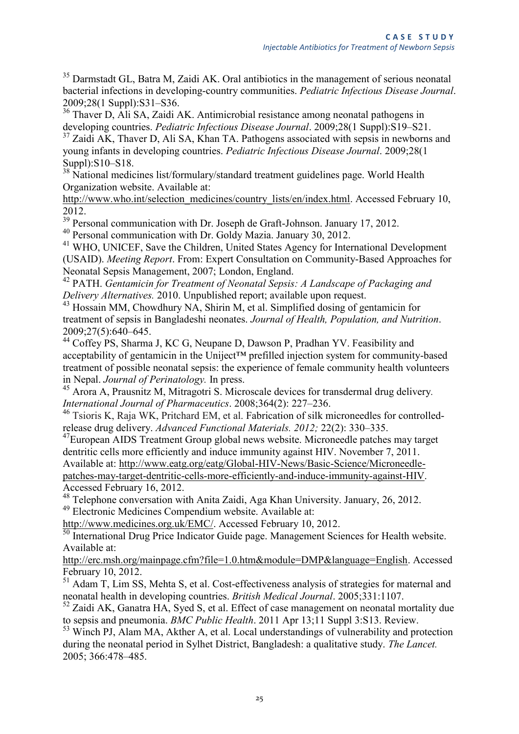[35] Darmstadt GL, Batra M, Zaidi AK. Oral antibiotics in the management of serious neonatal bacterial infections in developing-country communities. *Pediatric Infectious Disease Journal*. 2009;28(1 Suppl):S31–S36.

[36] Thaver D, Ali SA, Zaidi AK. Antimicrobial resistance among neonatal pathogens in developing countries. *Pediatric Infectious Disease Journal*. 2009;28(1 Suppl):S19–S21.

[37] Zaidi AK, Thaver D, Ali SA, Khan TA. Pathogens associated with sepsis in newborns and young infants in developing countries. *Pediatric Infectious Disease Journal*. 2009;28(1 Suppl):S10–S18.

[38] National medicines list/formulary/standard treatment guidelines page. World Health Organization website. Available at: http://www.who.int/selection_medicines/country_lists/en/index.html. Accessed February 10, 2012.

[39] Personal communication with Dr. Joseph de Graft-Johnson. January 17, 2012.

[40] Personal communication with Dr. Goldy Mazia. January 30, 2012.

[41] WHO, UNICEF, Save the Children, United States Agency for International Development (USAID). *Meeting Report*. From: Expert Consultation on Community-Based Approaches for Neonatal Sepsis Management, 2007; London, England.

[42] PATH. *Gentamicin for Treatment of Neonatal Sepsis: A Landscape of Packaging and Delivery Alternatives.* 2010. Unpublished report; available upon request.

[43] Hossain MM, Chowdhury NA, Shirin M, et al. Simplified dosing of gentamicin for treatment of sepsis in Bangladeshi neonates. *Journal of Health, Population, and Nutrition*. 2009;27(5):640–645.

[44] Coffey PS, Sharma J, KC G, Neupane D, Dawson P, Pradhan YV. Feasibility and acceptability of gentamicin in the Uniject™ prefilled injection system for community-based treatment of possible neonatal sepsis: the experience of female community health volunteers in Nepal. *Journal of Perinatology.* In press.

[45] Arora A, Prausnitz M, Mitragotri S. Microscale devices for transdermal drug delivery. *International Journal of Pharmaceutics*. 2008;364(2): 227–236.

[46] Tsioris K, Raja WK, Pritchard EM, et al. Fabrication of silk microneedles for controlled-release drug delivery. *Advanced Functional Materials. 2012;* 22(2): 330–335.

[47] European AIDS Treatment Group global news website. Microneedle patches may target dentritic cells more efficiently and induce immunity against HIV. November 7, 2011. Available at: http://www.eatg.org/eatg/Global-HIV-News/Basic-Science/Microneedle-patches-may-target-dentritic-cells-more-efficiently-and-induce-immunity-against-HIV. Accessed February 16, 2012.

[48] Telephone conversation with Anita Zaidi, Aga Khan University. January, 26, 2012.

[49] Electronic Medicines Compendium website. Available at: http://www.medicines.org.uk/EMC/. Accessed February 10, 2012.

[50] International Drug Price Indicator Guide page. Management Sciences for Health website. Available at: http://erc.msh.org/mainpage.cfm?file=1.0.htm&module=DMP&language=English. Accessed February 10, 2012.

[51] Adam T, Lim SS, Mehta S, et al. Cost-effectiveness analysis of strategies for maternal and neonatal health in developing countries. *British Medical Journal*. 2005;331:1107.

[52] Zaidi AK, Ganatra HA, Syed S, et al. Effect of case management on neonatal mortality due to sepsis and pneumonia. *BMC Public Health*. 2011 Apr 13;11 Suppl 3:S13. Review.

[53] Winch PJ, Alam MA, Akther A, et al. Local understandings of vulnerability and protection during the neonatal period in Sylhet District, Bangladesh: a qualitative study. *The Lancet.* 2005; 366:478–485.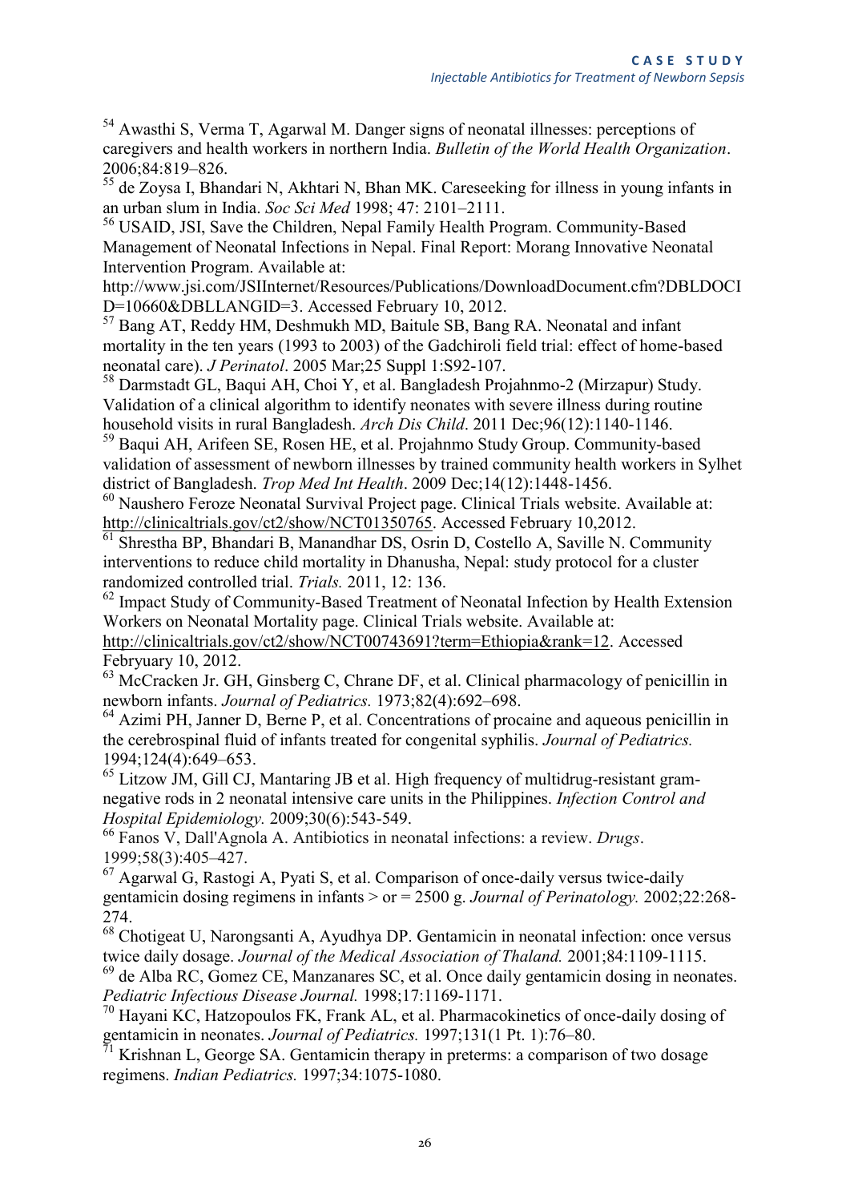[54] Awasthi S, Verma T, Agarwal M. Danger signs of neonatal illnesses: perceptions of caregivers and health workers in northern India. *Bulletin of the World Health Organization*. 2006;84:819–826.

[55] de Zoysa I, Bhandari N, Akhtari N, Bhan MK. Careseeking for illness in young infants in an urban slum in India. *Soc Sci Med* 1998; 47: 2101–2111.

[56] USAID, JSI, Save the Children, Nepal Family Health Program. Community-Based Management of Neonatal Infections in Nepal. Final Report: Morang Innovative Neonatal Intervention Program. Available at: http://www.jsi.com/JSIInternet/Resources/Publications/DownloadDocument.cfm?DBLDOCID=10660&DBLLANGID=3. Accessed February 10, 2012.

[57] Bang AT, Reddy HM, Deshmukh MD, Baitule SB, Bang RA. Neonatal and infant mortality in the ten years (1993 to 2003) of the Gadchiroli field trial: effect of home-based neonatal care). *J Perinatol*. 2005 Mar;25 Suppl 1:S92-107.

[58] Darmstadt GL, Baqui AH, Choi Y, et al. Bangladesh Projahnmo-2 (Mirzapur) Study. Validation of a clinical algorithm to identify neonates with severe illness during routine household visits in rural Bangladesh. *Arch Dis Child*. 2011 Dec;96(12):1140-1146.

[59] Baqui AH, Arifeen SE, Rosen HE, et al. Projahnmo Study Group. Community-based validation of assessment of newborn illnesses by trained community health workers in Sylhet district of Bangladesh. *Trop Med Int Health*. 2009 Dec;14(12):1448-1456.

[60] Naushero Feroze Neonatal Survival Project page. Clinical Trials website. Available at: http://clinicaltrials.gov/ct2/show/NCT01350765. Accessed February 10,2012.

[61] Shrestha BP, Bhandari B, Manandhar DS, Osrin D, Costello A, Saville N. Community interventions to reduce child mortality in Dhanusha, Nepal: study protocol for a cluster randomized controlled trial. *Trials.* 2011, 12: 136.

[62] Impact Study of Community-Based Treatment of Neonatal Infection by Health Extension Workers on Neonatal Mortality page. Clinical Trials website. Available at: http://clinicaltrials.gov/ct2/show/NCT00743691?term=Ethiopia&rank=12. Accessed Febryuary 10, 2012.

[63] McCracken Jr. GH, Ginsberg C, Chrane DF, et al. Clinical pharmacology of penicillin in newborn infants. *Journal of Pediatrics.* 1973;82(4):692–698.

[64] Azimi PH, Janner D, Berne P, et al. Concentrations of procaine and aqueous penicillin in the cerebrospinal fluid of infants treated for congenital syphilis. *Journal of Pediatrics.* 1994;124(4):649–653.

[65] Litzow JM, Gill CJ, Mantaring JB et al. High frequency of multidrug-resistant gram-negative rods in 2 neonatal intensive care units in the Philippines. *Infection Control and Hospital Epidemiology.* 2009;30(6):543-549.

[66] Fanos V, Dall'Agnola A. Antibiotics in neonatal infections: a review. *Drugs*. 1999;58(3):405–427.

[67] Agarwal G, Rastogi A, Pyati S, et al. Comparison of once-daily versus twice-daily gentamicin dosing regimens in infants > or = 2500 g. *Journal of Perinatology.* 2002;22:268-274.

[68] Chotigeat U, Narongsanti A, Ayudhya DP. Gentamicin in neonatal infection: once versus twice daily dosage. *Journal of the Medical Association of Thaland.* 2001;84:1109-1115.

[69] de Alba RC, Gomez CE, Manzanares SC, et al. Once daily gentamicin dosing in neonates. *Pediatric Infectious Disease Journal.* 1998;17:1169-1171.

[70] Hayani KC, Hatzopoulos FK, Frank AL, et al. Pharmacokinetics of once-daily dosing of gentamicin in neonates. *Journal of Pediatrics.* 1997;131(1 Pt. 1):76–80.

[71] Krishnan L, George SA. Gentamicin therapy in preterms: a comparison of two dosage regimens. *Indian Pediatrics.* 1997;34:1075-1080.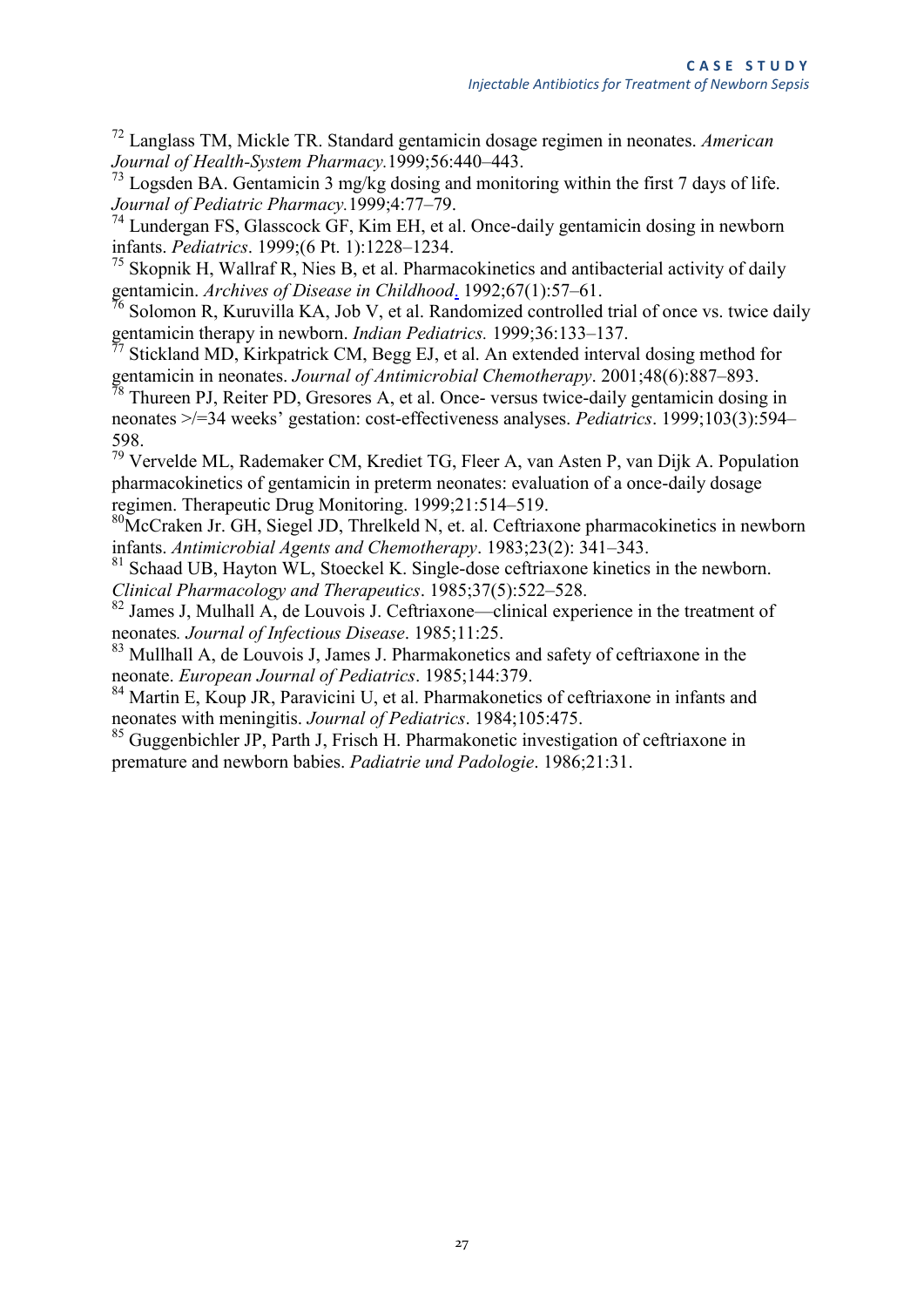[72] Langlass TM, Mickle TR. Standard gentamicin dosage regimen in neonates. *American Journal of Health-System Pharmacy.*1999;56:440–443.

[73] Logsden BA. Gentamicin 3 mg/kg dosing and monitoring within the first 7 days of life. *Journal of Pediatric Pharmacy.*1999;4:77–79.

[74] Lundergan FS, Glasscock GF, Kim EH, et al. Once-daily gentamicin dosing in newborn infants. *Pediatrics*. 1999;(6 Pt. 1):1228–1234.

[75] Skopnik H, Wallraf R, Nies B, et al. Pharmacokinetics and antibacterial activity of daily gentamicin. *Archives of Disease in Childhood*. 1992;67(1):57–61.

[76] Solomon R, Kuruvilla KA, Job V, et al. Randomized controlled trial of once vs. twice daily gentamicin therapy in newborn. *Indian Pediatrics.* 1999;36:133–137.

[77] Stickland MD, Kirkpatrick CM, Begg EJ, et al. An extended interval dosing method for gentamicin in neonates. *Journal of Antimicrobial Chemotherapy*. 2001;48(6):887–893.

[78] Thureen PJ, Reiter PD, Gresores A, et al. Once- versus twice-daily gentamicin dosing in neonates >/=34 weeks' gestation: cost-effectiveness analyses. *Pediatrics*. 1999;103(3):594–598.

[79] Vervelde ML, Rademaker CM, Krediet TG, Fleer A, van Asten P, van Dijk A. Population pharmacokinetics of gentamicin in preterm neonates: evaluation of a once-daily dosage regimen. Therapeutic Drug Monitoring. 1999;21:514–519.

[80] McCraken Jr. GH, Siegel JD, Threlkeld N, et. al. Ceftriaxone pharmacokinetics in newborn infants. *Antimicrobial Agents and Chemotherapy*. 1983;23(2): 341–343.

[81] Schaad UB, Hayton WL, Stoeckel K. Single-dose ceftriaxone kinetics in the newborn. *Clinical Pharmacology and Therapeutics*. 1985;37(5):522–528.

[82] James J, Mulhall A, de Louvois J. Ceftriaxone—clinical experience in the treatment of neonates*. Journal of Infectious Disease*. 1985;11:25.

[83] Mullhall A, de Louvois J, James J. Pharmakonetics and safety of ceftriaxone in the neonate. *European Journal of Pediatrics*. 1985;144:379.

[84] Martin E, Koup JR, Paravicini U, et al. Pharmakonetics of ceftriaxone in infants and neonates with meningitis. *Journal of Pediatrics*. 1984;105:475.

[85] Guggenbichler JP, Parth J, Frisch H. Pharmakonetic investigation of ceftriaxone in premature and newborn babies. *Padiatrie und Padologie*. 1986;21:31.